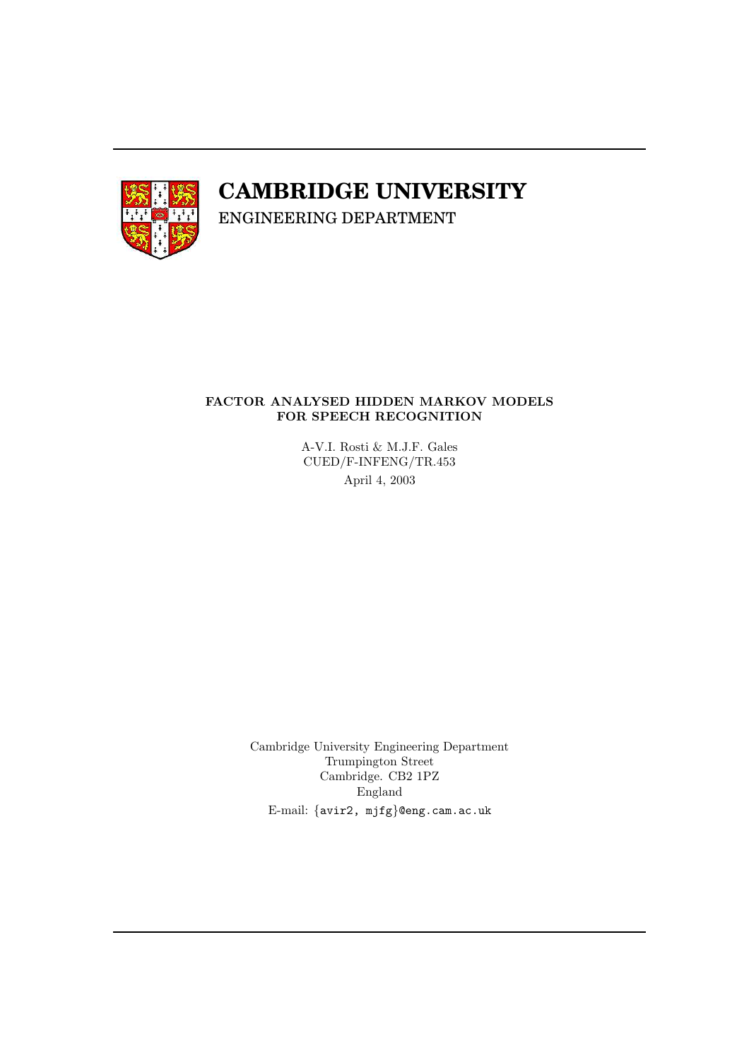# CAMBRIDGE UNIVERSITY

ENGINEERING DEPARTMENT

**FACTOR ANALYSED HIDDEN MARKOV MODELS FOR SPEECH RECOGNITION**

A-V.I. Rosti & M.J.F. Gales

CUED/F-INFENG/TR.453

April 4, 2003

Cambridge University Engineering Department
Trumpington Street
Cambridge. CB2 1PZ
England

E-mail: {avir2, mjfg}@eng.cam.ac.uk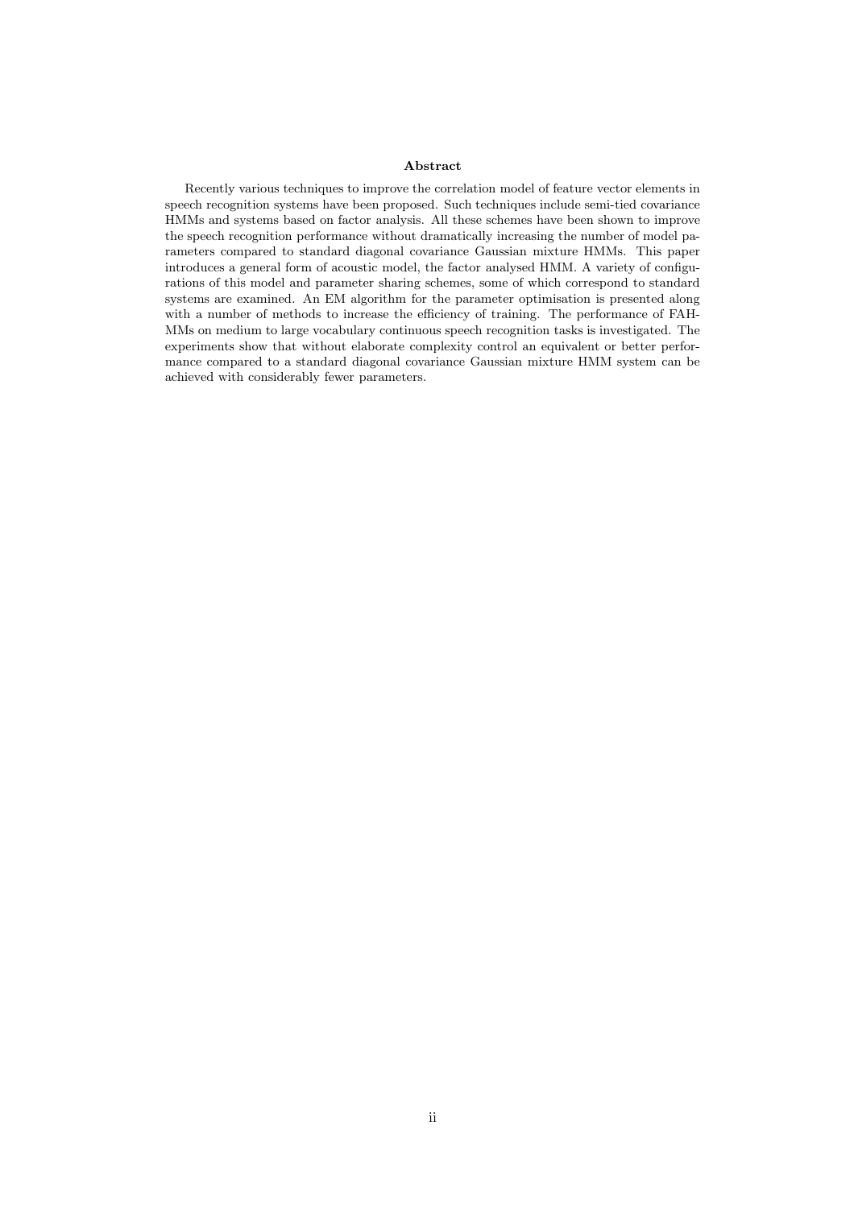## Abstract

Recently various techniques to improve the correlation model of feature vector elements in speech recognition systems have been proposed. Such techniques include semi-tied covariance HMMs and systems based on factor analysis. All these schemes have been shown to improve the speech recognition performance without dramatically increasing the number of model parameters compared to standard diagonal covariance Gaussian mixture HMMs. This paper introduces a general form of acoustic model, the factor analysed HMM. A variety of configurations of this model and parameter sharing schemes, some of which correspond to standard systems are examined. An EM algorithm for the parameter optimisation is presented along with a number of methods to increase the efficiency of training. The performance of FAHMMs on medium to large vocabulary continuous speech recognition tasks is investigated. The experiments show that without elaborate complexity control an equivalent or better performance compared to a standard diagonal covariance Gaussian mixture HMM system can be achieved with considerably fewer parameters.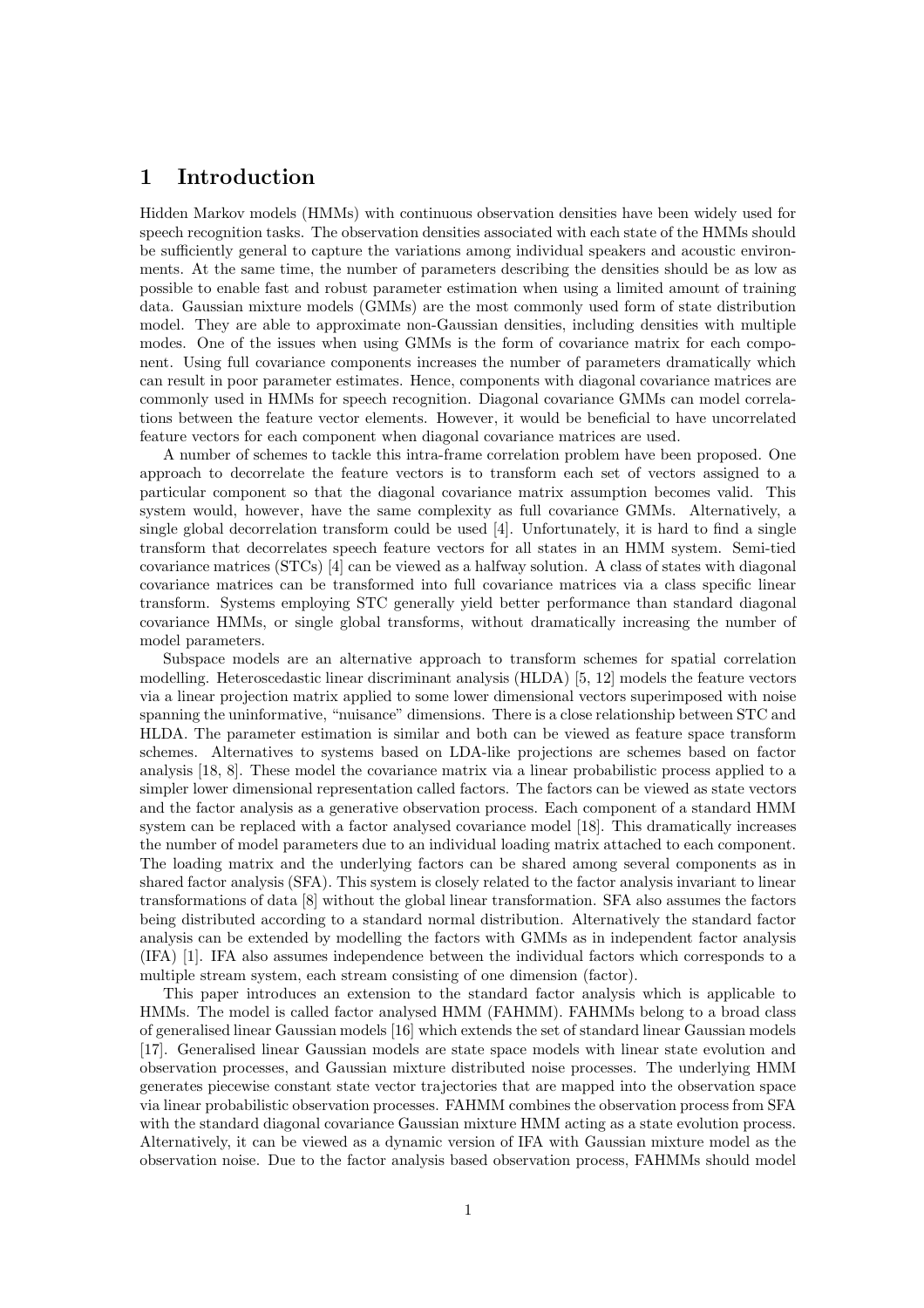# 1 Introduction

Hidden Markov models (HMMs) with continuous observation densities have been widely used for speech recognition tasks. The observation densities associated with each state of the HMMs should be sufficiently general to capture the variations among individual speakers and acoustic environments. At the same time, the number of parameters describing the densities should be as low as possible to enable fast and robust parameter estimation when using a limited amount of training data. Gaussian mixture models (GMMs) are the most commonly used form of state distribution model. They are able to approximate non-Gaussian densities, including densities with multiple modes. One of the issues when using GMMs is the form of covariance matrix for each component. Using full covariance components increases the number of parameters dramatically which can result in poor parameter estimates. Hence, components with diagonal covariance matrices are commonly used in HMMs for speech recognition. Diagonal covariance GMMs can model correlations between the feature vector elements. However, it would be beneficial to have uncorrelated feature vectors for each component when diagonal covariance matrices are used.

A number of schemes to tackle this intra-frame correlation problem have been proposed. One approach to decorrelate the feature vectors is to transform each set of vectors assigned to a particular component so that the diagonal covariance matrix assumption becomes valid. This system would, however, have the same complexity as full covariance GMMs. Alternatively, a single global decorrelation transform could be used [4]. Unfortunately, it is hard to find a single transform that decorrelates speech feature vectors for all states in an HMM system. Semi-tied covariance matrices (STCs) [4] can be viewed as a halfway solution. A class of states with diagonal covariance matrices can be transformed into full covariance matrices via a class specific linear transform. Systems employing STC generally yield better performance than standard diagonal covariance HMMs, or single global transforms, without dramatically increasing the number of model parameters.

Subspace models are an alternative approach to transform schemes for spatial correlation modelling. Heteroscedastic linear discriminant analysis (HLDA) [5, 12] models the feature vectors via a linear projection matrix applied to some lower dimensional vectors superimposed with noise spanning the uninformative, "nuisance" dimensions. There is a close relationship between STC and HLDA. The parameter estimation is similar and both can be viewed as feature space transform schemes. Alternatives to systems based on LDA-like projections are schemes based on factor analysis [18, 8]. These model the covariance matrix via a linear probabilistic process applied to a simpler lower dimensional representation called factors. The factors can be viewed as state vectors and the factor analysis as a generative observation process. Each component of a standard HMM system can be replaced with a factor analysed covariance model [18]. This dramatically increases the number of model parameters due to an individual loading matrix attached to each component. The loading matrix and the underlying factors can be shared among several components as in shared factor analysis (SFA). This system is closely related to the factor analysis invariant to linear transformations of data [8] without the global linear transformation. SFA also assumes the factors being distributed according to a standard normal distribution. Alternatively the standard factor analysis can be extended by modelling the factors with GMMs as in independent factor analysis (IFA) [1]. IFA also assumes independence between the individual factors which corresponds to a multiple stream system, each stream consisting of one dimension (factor).

This paper introduces an extension to the standard factor analysis which is applicable to HMMs. The model is called factor analysed HMM (FAHMM). FAHMMs belong to a broad class of generalised linear Gaussian models [16] which extends the set of standard linear Gaussian models [17]. Generalised linear Gaussian models are state space models with linear state evolution and observation processes, and Gaussian mixture distributed noise processes. The underlying HMM generates piecewise constant state vector trajectories that are mapped into the observation space via linear probabilistic observation processes. FAHMM combines the observation process from SFA with the standard diagonal covariance Gaussian mixture HMM acting as a state evolution process. Alternatively, it can be viewed as a dynamic version of IFA with Gaussian mixture model as the observation noise. Due to the factor analysis based observation process, FAHMMs should model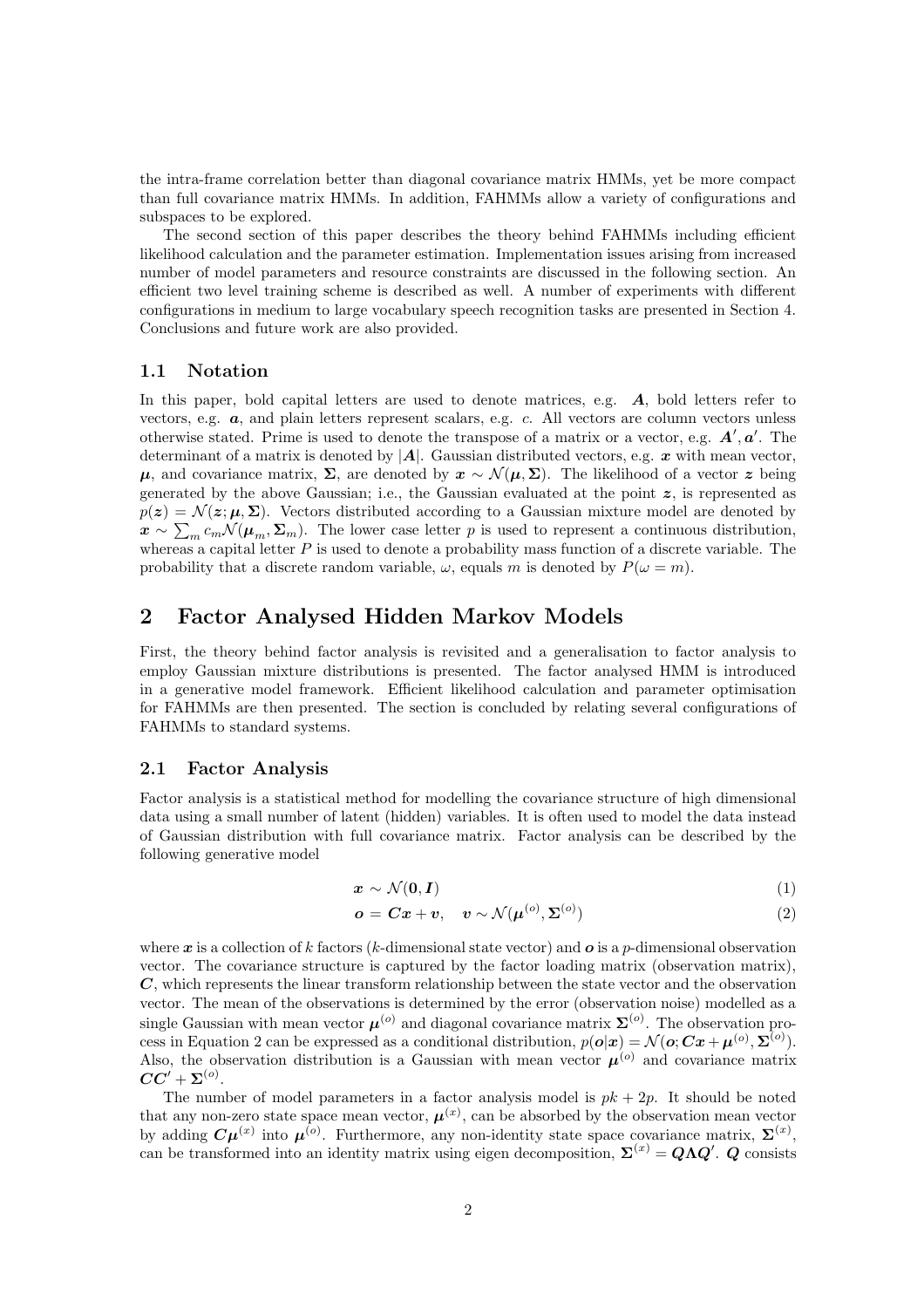the intra-frame correlation better than diagonal covariance matrix HMMs, yet be more compact than full covariance matrix HMMs. In addition, FAHMMs allow a variety of configurations and subspaces to be explored.

The second section of this paper describes the theory behind FAHMMs including efficient likelihood calculation and the parameter estimation. Implementation issues arising from increased number of model parameters and resource constraints are discussed in the following section. An efficient two level training scheme is described as well. A number of experiments with different configurations in medium to large vocabulary speech recognition tasks are presented in Section 4. Conclusions and future work are also provided.

### 1.1 Notation

In this paper, bold capital letters are used to denote matrices, e.g. $\boldsymbol{A}$, bold letters refer to vectors, e.g. $\boldsymbol{a}$, and plain letters represent scalars, e.g. $c$. All vectors are column vectors unless otherwise stated. Prime is used to denote the transpose of a matrix or a vector, e.g. $\boldsymbol{A}', \boldsymbol{a}'$. The determinant of a matrix is denoted by $|\boldsymbol{A}|$. Gaussian distributed vectors, e.g. $\boldsymbol{x}$ with mean vector, $\boldsymbol{\mu}$, and covariance matrix, $\boldsymbol{\Sigma}$, are denoted by $\boldsymbol{x} \sim \mathcal{N}(\boldsymbol{\mu}, \boldsymbol{\Sigma})$. The likelihood of a vector $\boldsymbol{z}$ being generated by the above Gaussian; i.e., the Gaussian evaluated at the point $\boldsymbol{z}$, is represented as $p(\boldsymbol{z}) = \mathcal{N}(\boldsymbol{z}; \boldsymbol{\mu}, \boldsymbol{\Sigma})$. Vectors distributed according to a Gaussian mixture model are denoted by $\boldsymbol{x} \sim \sum_m c_m \mathcal{N}(\boldsymbol{\mu}_m, \boldsymbol{\Sigma}_m)$. The lower case letter $p$ is used to represent a continuous distribution, whereas a capital letter $P$ is used to denote a probability mass function of a discrete variable. The probability that a discrete random variable, $\omega$, equals $m$ is denoted by $P(\omega = m)$.

## 2 Factor Analysed Hidden Markov Models

First, the theory behind factor analysis is revisited and a generalisation to factor analysis to employ Gaussian mixture distributions is presented. The factor analysed HMM is introduced in a generative model framework. Efficient likelihood calculation and parameter optimisation for FAHMMs are then presented. The section is concluded by relating several configurations of FAHMMs to standard systems.

### 2.1 Factor Analysis

Factor analysis is a statistical method for modelling the covariance structure of high dimensional data using a small number of latent (hidden) variables. It is often used to model the data instead of Gaussian distribution with full covariance matrix. Factor analysis can be described by the following generative model

$$\boldsymbol{x} \sim \mathcal{N}(\boldsymbol{0}, \boldsymbol{I}) \tag{1}$$

$$\boldsymbol{o} = \boldsymbol{C}\boldsymbol{x} + \boldsymbol{v}, \quad \boldsymbol{v} \sim \mathcal{N}(\boldsymbol{\mu}^{(o)}, \boldsymbol{\Sigma}^{(o)}) \tag{2}$$

where $\boldsymbol{x}$ is a collection of $k$ factors ($k$-dimensional state vector) and $\boldsymbol{o}$ is a $p$-dimensional observation vector. The covariance structure is captured by the factor loading matrix (observation matrix), $\boldsymbol{C}$, which represents the linear transform relationship between the state vector and the observation vector. The mean of the observations is determined by the error (observation noise) modelled as a single Gaussian with mean vector $\boldsymbol{\mu}^{(o)}$ and diagonal covariance matrix $\boldsymbol{\Sigma}^{(o)}$. The observation process in Equation 2 can be expressed as a conditional distribution, $p(\boldsymbol{o}|\boldsymbol{x}) = \mathcal{N}(\boldsymbol{o}; \boldsymbol{C}\boldsymbol{x} + \boldsymbol{\mu}^{(o)}, \boldsymbol{\Sigma}^{(o)})$. Also, the observation distribution is a Gaussian with mean vector $\boldsymbol{\mu}^{(o)}$ and covariance matrix $\boldsymbol{C}\boldsymbol{C}' + \boldsymbol{\Sigma}^{(o)}$.

The number of model parameters in a factor analysis model is $pk + 2p$. It should be noted that any non-zero state space mean vector, $\boldsymbol{\mu}^{(x)}$, can be absorbed by the observation mean vector by adding $\boldsymbol{C}\boldsymbol{\mu}^{(x)}$ into $\boldsymbol{\mu}^{(o)}$. Furthermore, any non-identity state space covariance matrix, $\boldsymbol{\Sigma}^{(x)}$, can be transformed into an identity matrix using eigen decomposition, $\boldsymbol{\Sigma}^{(x)} = \boldsymbol{Q}\boldsymbol{\Lambda}\boldsymbol{Q}'$. $\boldsymbol{Q}$ consists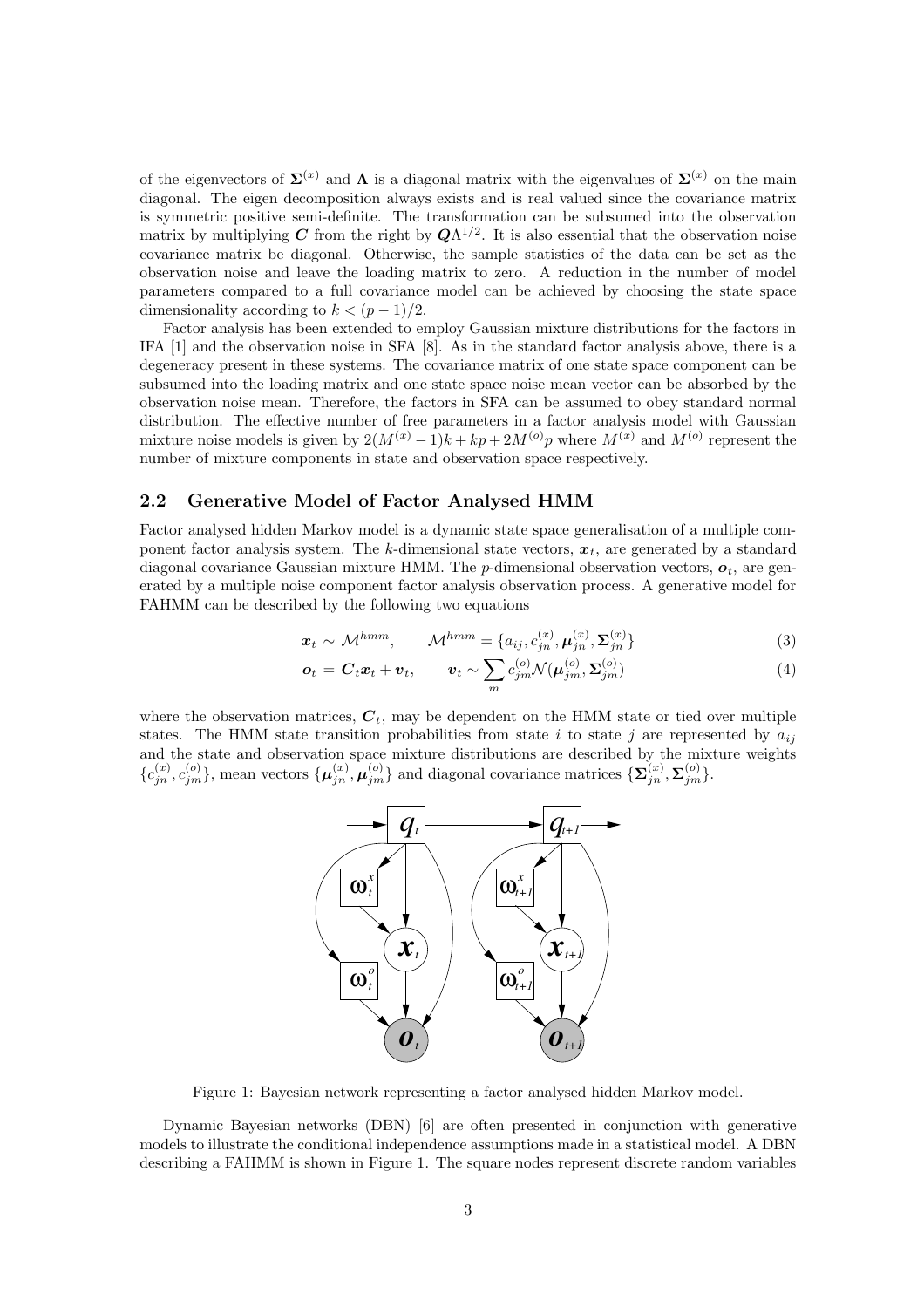of the eigenvectors of $\boldsymbol{\Sigma}^{(x)}$ and $\boldsymbol{\Lambda}$ is a diagonal matrix with the eigenvalues of $\boldsymbol{\Sigma}^{(x)}$ on the main diagonal. The eigen decomposition always exists and is real valued since the covariance matrix is symmetric positive semi-definite. The transformation can be subsumed into the observation matrix by multiplying $\boldsymbol{C}$ from the right by $\boldsymbol{Q}\Lambda^{1/2}$. It is also essential that the observation noise covariance matrix be diagonal. Otherwise, the sample statistics of the data can be set as the observation noise and leave the loading matrix to zero. A reduction in the number of model parameters compared to a full covariance model can be achieved by choosing the state space dimensionality according to $k < (p-1)/2$.

Factor analysis has been extended to employ Gaussian mixture distributions for the factors in IFA [1] and the observation noise in SFA [8]. As in the standard factor analysis above, there is a degeneracy present in these systems. The covariance matrix of one state space component can be subsumed into the loading matrix and one state space noise mean vector can be absorbed by the observation noise mean. Therefore, the factors in SFA can be assumed to obey standard normal distribution. The effective number of free parameters in a factor analysis model with Gaussian mixture noise models is given by $2(M^{(x)}-1)k + kp + 2M^{(o)}p$ where $M^{(x)}$ and $M^{(o)}$ represent the number of mixture components in state and observation space respectively.

## 2.2 Generative Model of Factor Analysed HMM

Factor analysed hidden Markov model is a dynamic state space generalisation of a multiple component factor analysis system. The $k$-dimensional state vectors, $\boldsymbol{x}_t$, are generated by a standard diagonal covariance Gaussian mixture HMM. The $p$-dimensional observation vectors, $\boldsymbol{o}_t$, are generated by a multiple noise component factor analysis observation process. A generative model for FAHMM can be described by the following two equations

$$\boldsymbol{x}_t \sim \mathcal{M}^{hmm}, \qquad \mathcal{M}^{hmm} = \{a_{ij}, c_{jn}^{(x)}, \boldsymbol{\mu}_{jn}^{(x)}, \boldsymbol{\Sigma}_{jn}^{(x)}\} \tag{3}$$

$$\boldsymbol{o}_t = \boldsymbol{C}_t \boldsymbol{x}_t + \boldsymbol{v}_t, \qquad \boldsymbol{v}_t \sim \sum_m c_{jm}^{(o)} \mathcal{N}(\boldsymbol{\mu}_{jm}^{(o)}, \boldsymbol{\Sigma}_{jm}^{(o)}) \tag{4}$$

where the observation matrices, $\boldsymbol{C}_t$, may be dependent on the HMM state or tied over multiple states. The HMM state transition probabilities from state $i$ to state $j$ are represented by $a_{ij}$ and the state and observation space mixture distributions are described by the mixture weights $\{c_{jn}^{(x)}, c_{jm}^{(o)}\}$, mean vectors $\{\boldsymbol{\mu}_{jn}^{(x)}, \boldsymbol{\mu}_{jm}^{(o)}\}$ and diagonal covariance matrices $\{\boldsymbol{\Sigma}_{jn}^{(x)}, \boldsymbol{\Sigma}_{jm}^{(o)}\}$.

$q_t$

$q_{t+1}$

$\omega_t^x$

$\omega_{t+1}^x$

$x_t$

$x_{t+1}$

$\omega_t^o$

$\omega_{t+1}^o$

$o_t$

$o_{t+1}$

Figure 1: Bayesian network representing a factor analysed hidden Markov model.

Dynamic Bayesian networks (DBN) [6] are often presented in conjunction with generative models to illustrate the conditional independence assumptions made in a statistical model. A DBN describing a FAHMM is shown in Figure 1. The square nodes represent discrete random variables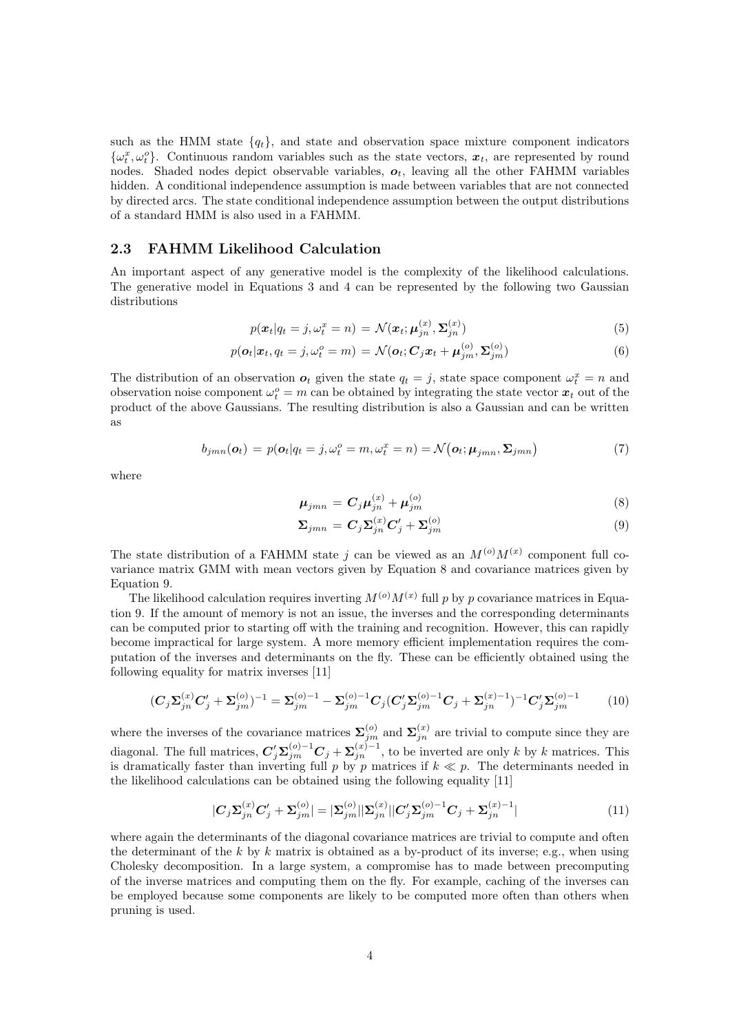such as the HMM state $\{q_t\}$, and state and observation space mixture component indicators $\{\omega_t^x, \omega_t^o\}$. Continuous random variables such as the state vectors, $\boldsymbol{x}_t$, are represented by round nodes. Shaded nodes depict observable variables, $\boldsymbol{o}_t$, leaving all the other FAHMM variables hidden. A conditional independence assumption is made between variables that are not connected by directed arcs. The state conditional independence assumption between the output distributions of a standard HMM is also used in a FAHMM.

### 2.3 FAHMM Likelihood Calculation

An important aspect of any generative model is the complexity of the likelihood calculations. The generative model in Equations 3 and 4 can be represented by the following two Gaussian distributions

$$p(\boldsymbol{x}_t|q_t = j, \omega_t^x = n) = \mathcal{N}(\boldsymbol{x}_t; \boldsymbol{\mu}_{jn}^{(x)}, \boldsymbol{\Sigma}_{jn}^{(x)}) \tag{5}$$

$$p(\boldsymbol{o}_t|\boldsymbol{x}_t, q_t = j, \omega_t^o = m) = \mathcal{N}(\boldsymbol{o}_t; \boldsymbol{C}_j\boldsymbol{x}_t + \boldsymbol{\mu}_{jm}^{(o)}, \boldsymbol{\Sigma}_{jm}^{(o)}) \tag{6}$$

The distribution of an observation $\boldsymbol{o}_t$ given the state $q_t = j$, state space component $\omega_t^x = n$ and observation noise component $\omega_t^o = m$ can be obtained by integrating the state vector $\boldsymbol{x}_t$ out of the product of the above Gaussians. The resulting distribution is also a Gaussian and can be written as

$$b_{jmn}(\boldsymbol{o}_t) = p(\boldsymbol{o}_t|q_t = j, \omega_t^o = m, \omega_t^x = n) = \mathcal{N}\big(\boldsymbol{o}_t; \boldsymbol{\mu}_{jmn}, \boldsymbol{\Sigma}_{jmn}\big) \tag{7}$$

where

$$\boldsymbol{\mu}_{jmn} = \boldsymbol{C}_j\boldsymbol{\mu}_{jn}^{(x)} + \boldsymbol{\mu}_{jm}^{(o)} \tag{8}$$

$$\boldsymbol{\Sigma}_{jmn} = \boldsymbol{C}_j\boldsymbol{\Sigma}_{jn}^{(x)}\boldsymbol{C}_j' + \boldsymbol{\Sigma}_{jm}^{(o)} \tag{9}$$

The state distribution of a FAHMM state $j$ can be viewed as an $M^{(o)}M^{(x)}$ component full covariance matrix GMM with mean vectors given by Equation 8 and covariance matrices given by Equation 9.

The likelihood calculation requires inverting $M^{(o)}M^{(x)}$ full $p$ by $p$ covariance matrices in Equation 9. If the amount of memory is not an issue, the inverses and the corresponding determinants can be computed prior to starting off with the training and recognition. However, this can rapidly become impractical for large system. A more memory efficient implementation requires the computation of the inverses and determinants on the fly. These can be efficiently obtained using the following equality for matrix inverses [11]

$$(\boldsymbol{C}_j\boldsymbol{\Sigma}_{jn}^{(x)}\boldsymbol{C}_j' + \boldsymbol{\Sigma}_{jm}^{(o)})^{-1} = \boldsymbol{\Sigma}_{jm}^{(o)-1} - \boldsymbol{\Sigma}_{jm}^{(o)-1}\boldsymbol{C}_j(\boldsymbol{C}_j'\boldsymbol{\Sigma}_{jm}^{(o)-1}\boldsymbol{C}_j + \boldsymbol{\Sigma}_{jn}^{(x)-1})^{-1}\boldsymbol{C}_j'\boldsymbol{\Sigma}_{jm}^{(o)-1} \tag{10}$$

where the inverses of the covariance matrices $\boldsymbol{\Sigma}_{jm}^{(o)}$ and $\boldsymbol{\Sigma}_{jn}^{(x)}$ are trivial to compute since they are diagonal. The full matrices, $\boldsymbol{C}_j'\boldsymbol{\Sigma}_{jm}^{(o)-1}\boldsymbol{C}_j + \boldsymbol{\Sigma}_{jn}^{(x)-1}$, to be inverted are only $k$ by $k$ matrices. This is dramatically faster than inverting full $p$ by $p$ matrices if $k \ll p$. The determinants needed in the likelihood calculations can be obtained using the following equality [11]

$$|\boldsymbol{C}_j\boldsymbol{\Sigma}_{jn}^{(x)}\boldsymbol{C}_j' + \boldsymbol{\Sigma}_{jm}^{(o)}| = |\boldsymbol{\Sigma}_{jm}^{(o)}||\boldsymbol{\Sigma}_{jn}^{(x)}||\boldsymbol{C}_j'\boldsymbol{\Sigma}_{jm}^{(o)-1}\boldsymbol{C}_j + \boldsymbol{\Sigma}_{jn}^{(x)-1}| \tag{11}$$

where again the determinants of the diagonal covariance matrices are trivial to compute and often the determinant of the $k$ by $k$ matrix is obtained as a by-product of its inverse; e.g., when using Cholesky decomposition. In a large system, a compromise has to made between precomputing of the inverse matrices and computing them on the fly. For example, caching of the inverses can be employed because some components are likely to be computed more often than others when pruning is used.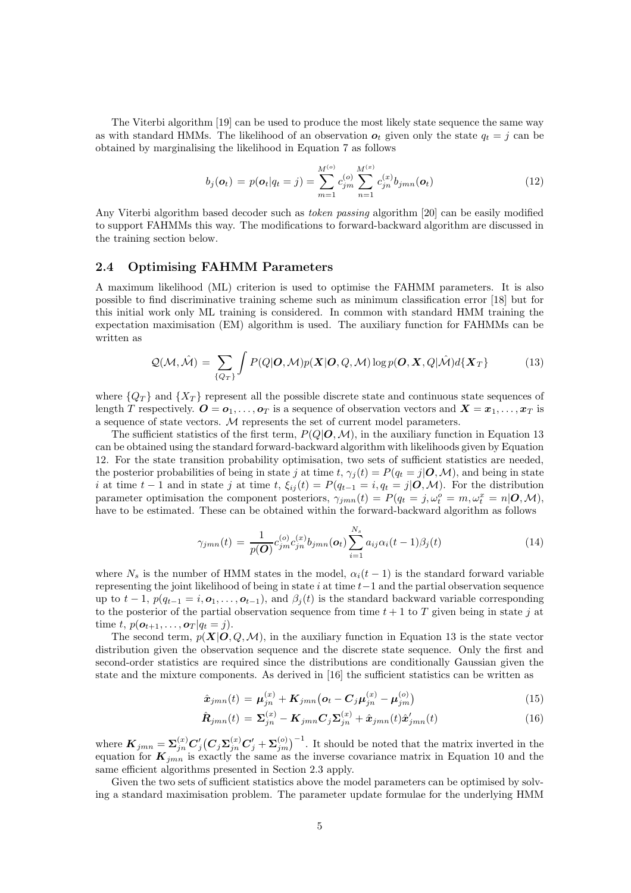The Viterbi algorithm [19] can be used to produce the most likely state sequence the same way as with standard HMMs. The likelihood of an observation $\boldsymbol{o}_t$ given only the state $q_t = j$ can be obtained by marginalising the likelihood in Equation 7 as follows

$$b_j(\boldsymbol{o}_t) = p(\boldsymbol{o}_t|q_t = j) = \sum_{m=1}^{M^{(o)}} c_{jm}^{(o)} \sum_{n=1}^{M^{(x)}} c_{jn}^{(x)} b_{jmn}(\boldsymbol{o}_t) \tag{12}$$

Any Viterbi algorithm based decoder such as *token passing* algorithm [20] can be easily modified to support FAHMMs this way. The modifications to forward-backward algorithm are discussed in the training section below.

## 2.4 Optimising FAHMM Parameters

A maximum likelihood (ML) criterion is used to optimise the FAHMM parameters. It is also possible to find discriminative training scheme such as minimum classification error [18] but for this initial work only ML training is considered. In common with standard HMM training the expectation maximisation (EM) algorithm is used. The auxiliary function for FAHMMs can be written as

$$\mathcal{Q}(\mathcal{M}, \hat{\mathcal{M}}) = \sum_{\{Q_T\}} \int P(Q|\boldsymbol{O}, \mathcal{M}) p(\boldsymbol{X}|\boldsymbol{O}, Q, \mathcal{M}) \log p(\boldsymbol{O}, \boldsymbol{X}, Q|\hat{\mathcal{M}}) d\{\boldsymbol{X}_T\} \tag{13}$$

where $\{Q_T\}$ and $\{X_T\}$ represent all the possible discrete state and continuous state sequences of length $T$ respectively. $\boldsymbol{O} = \boldsymbol{o}_1, \ldots, \boldsymbol{o}_T$ is a sequence of observation vectors and $\boldsymbol{X} = \boldsymbol{x}_1, \ldots, \boldsymbol{x}_T$ is a sequence of state vectors. $\mathcal{M}$ represents the set of current model parameters.

The sufficient statistics of the first term, $P(Q|\boldsymbol{O}, \mathcal{M})$, in the auxiliary function in Equation 13 can be obtained using the standard forward-backward algorithm with likelihoods given by Equation 12. For the state transition probability optimisation, two sets of sufficient statistics are needed, the posterior probabilities of being in state $j$ at time $t$, $\gamma_j(t) = P(q_t = j|\boldsymbol{O}, \mathcal{M})$, and being in state $i$ at time $t-1$ and in state $j$ at time $t$, $\xi_{ij}(t) = P(q_{t-1} = i, q_t = j|\boldsymbol{O}, \mathcal{M})$. For the distribution parameter optimisation the component posteriors, $\gamma_{jmn}(t) = P(q_t = j, \omega_t^o = m, \omega_t^x = n|\boldsymbol{O}, \mathcal{M})$, have to be estimated. These can be obtained within the forward-backward algorithm as follows

$$\gamma_{jmn}(t) = \frac{1}{p(\boldsymbol{O})} c_{jm}^{(o)} c_{jn}^{(x)} b_{jmn}(\boldsymbol{o}_t) \sum_{i=1}^{N_s} a_{ij} \alpha_i(t-1) \beta_j(t) \tag{14}$$

where $N_s$ is the number of HMM states in the model, $\alpha_i(t-1)$ is the standard forward variable representing the joint likelihood of being in state $i$ at time $t-1$ and the partial observation sequence up to $t-1$, $p(q_{t-1} = i, \boldsymbol{o}_1, \ldots, \boldsymbol{o}_{t-1})$, and $\beta_j(t)$ is the standard backward variable corresponding to the posterior of the partial observation sequence from time $t+1$ to $T$ given being in state $j$ at time $t$, $p(\boldsymbol{o}_{t+1}, \ldots, \boldsymbol{o}_T|q_t = j)$.

The second term, $p(\boldsymbol{X}|\boldsymbol{O}, Q, \mathcal{M})$, in the auxiliary function in Equation 13 is the state vector distribution given the observation sequence and the discrete state sequence. Only the first and second-order statistics are required since the distributions are conditionally Gaussian given the state and the mixture components. As derived in [16] the sufficient statistics can be written as

$$\hat{\boldsymbol{x}}_{jmn}(t) = \boldsymbol{\mu}_{jn}^{(x)} + \boldsymbol{K}_{jmn}\big(\boldsymbol{o}_t - \boldsymbol{C}_j \boldsymbol{\mu}_{jn}^{(x)} - \boldsymbol{\mu}_{jm}^{(o)}\big) \tag{15}$$

$$\hat{\boldsymbol{R}}_{jmn}(t) = \boldsymbol{\Sigma}_{jn}^{(x)} - \boldsymbol{K}_{jmn} \boldsymbol{C}_j \boldsymbol{\Sigma}_{jn}^{(x)} + \hat{\boldsymbol{x}}_{jmn}(t) \hat{\boldsymbol{x}}_{jmn}'(t) \tag{16}$$

where $\boldsymbol{K}_{jmn} = \boldsymbol{\Sigma}_{jn}^{(x)} \boldsymbol{C}_j' \big(\boldsymbol{C}_j \boldsymbol{\Sigma}_{jn}^{(x)} \boldsymbol{C}_j' + \boldsymbol{\Sigma}_{jm}^{(o)}\big)^{-1}$. It should be noted that the matrix inverted in the equation for $\boldsymbol{K}_{jmn}$ is exactly the same as the inverse covariance matrix in Equation 10 and the same efficient algorithms presented in Section 2.3 apply.

Given the two sets of sufficient statistics above the model parameters can be optimised by solving a standard maximisation problem. The parameter update formulae for the underlying HMM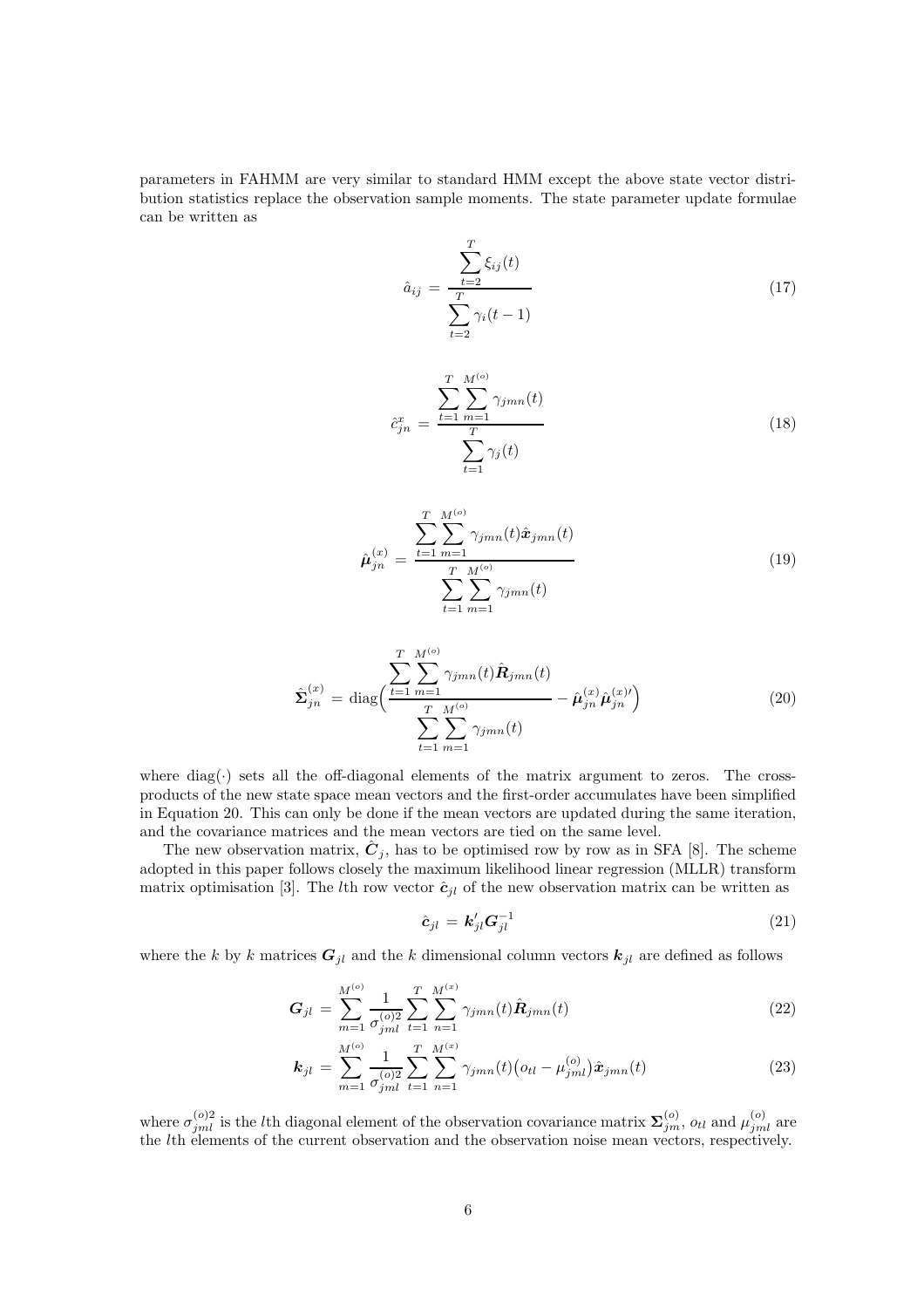parameters in FAHMM are very similar to standard HMM except the above state vector distribution statistics replace the observation sample moments. The state parameter update formulae can be written as

$$\hat{a}_{ij} = \frac{\sum_{t=2}^{T} \xi_{ij}(t)}{\sum_{t=2}^{T} \gamma_i(t-1)} \tag{17}$$

$$\hat{c}^{x}_{jn} = \frac{\sum_{t=1}^{T} \sum_{m=1}^{M^{(o)}} \gamma_{jmn}(t)}{\sum_{t=1}^{T} \gamma_j(t)} \tag{18}$$

$$\hat{\boldsymbol{\mu}}^{(x)}_{jn} = \frac{\sum_{t=1}^{T} \sum_{m=1}^{M^{(o)}} \gamma_{jmn}(t) \hat{\boldsymbol{x}}_{jmn}(t)}{\sum_{t=1}^{T} \sum_{m=1}^{M^{(o)}} \gamma_{jmn}(t)} \tag{19}$$

$$\hat{\boldsymbol{\Sigma}}^{(x)}_{jn} = \operatorname{diag}\Big( \frac{\sum_{t=1}^{T} \sum_{m=1}^{M^{(o)}} \gamma_{jmn}(t) \hat{\boldsymbol{R}}_{jmn}(t)}{\sum_{t=1}^{T} \sum_{m=1}^{M^{(o)}} \gamma_{jmn}(t)} - \hat{\boldsymbol{\mu}}^{(x)}_{jn} \hat{\boldsymbol{\mu}}^{(x)\prime}_{jn} \Big) \tag{20}$$

where $\operatorname{diag}(\cdot)$ sets all the off-diagonal elements of the matrix argument to zeros. The cross-products of the new state space mean vectors and the first-order accumulates have been simplified in Equation 20. This can only be done if the mean vectors are updated during the same iteration, and the covariance matrices and the mean vectors are tied on the same level.

The new observation matrix, $\hat{\boldsymbol{C}}_j$, has to be optimised row by row as in SFA [8]. The scheme adopted in this paper follows closely the maximum likelihood linear regression (MLLR) transform matrix optimisation [3]. The $l$th row vector $\hat{\boldsymbol{c}}_{jl}$ of the new observation matrix can be written as

$$\hat{\boldsymbol{c}}_{jl} = \boldsymbol{k}'_{jl} \boldsymbol{G}^{-1}_{jl} \tag{21}$$

where the $k$ by $k$ matrices $\boldsymbol{G}_{jl}$ and the $k$ dimensional column vectors $\boldsymbol{k}_{jl}$ are defined as follows

$$\boldsymbol{G}_{jl} = \sum_{m=1}^{M^{(o)}} \frac{1}{\sigma^{(o)2}_{jml}} \sum_{t=1}^{T} \sum_{n=1}^{M^{(x)}} \gamma_{jmn}(t) \hat{\boldsymbol{R}}_{jmn}(t) \tag{22}$$

$$\boldsymbol{k}_{jl} = \sum_{m=1}^{M^{(o)}} \frac{1}{\sigma^{(o)2}_{jml}} \sum_{t=1}^{T} \sum_{n=1}^{M^{(x)}} \gamma_{jmn}(t) \big( o_{tl} - \mu^{(o)}_{jml} \big) \hat{\boldsymbol{x}}_{jmn}(t) \tag{23}$$

where $\sigma^{(o)2}_{jml}$ is the $l$th diagonal element of the observation covariance matrix $\boldsymbol{\Sigma}^{(o)}_{jm}$, $o_{tl}$ and $\mu^{(o)}_{jml}$ are the $l$th elements of the current observation and the observation noise mean vectors, respectively.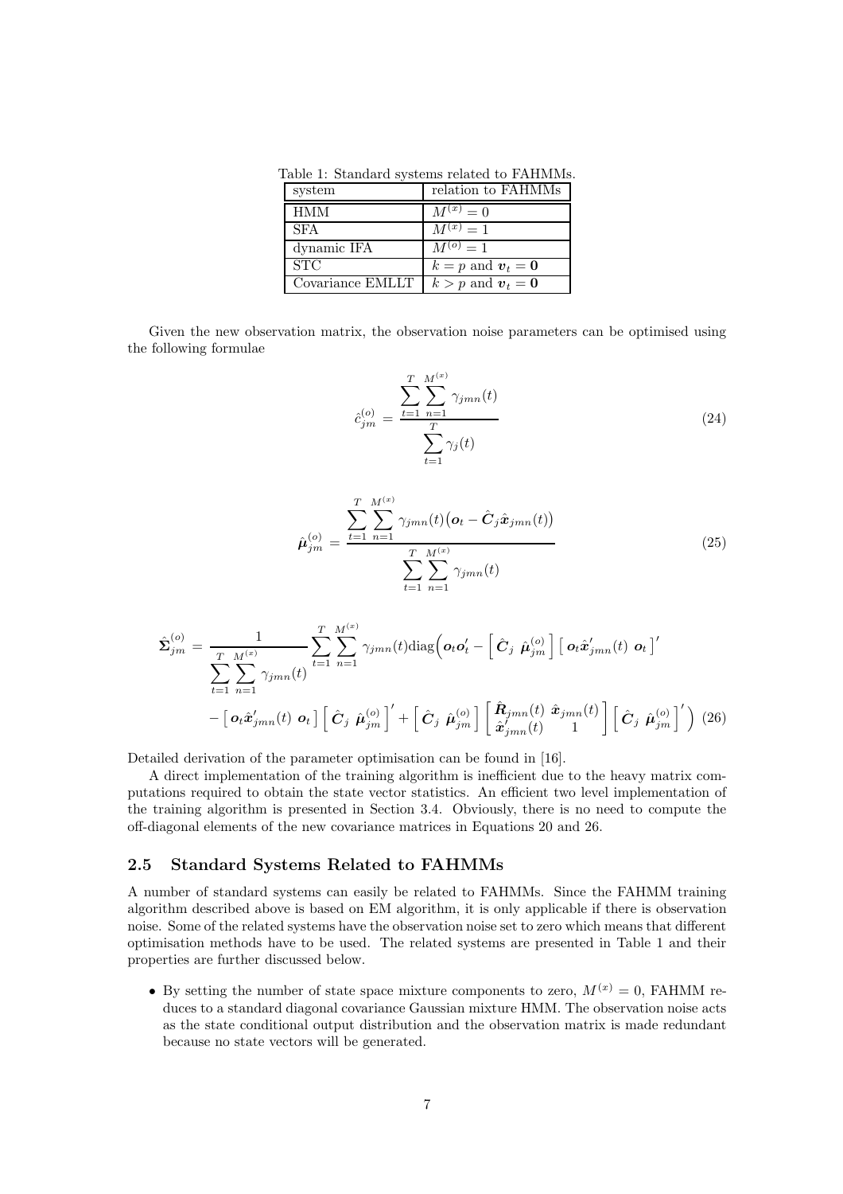Table 1: Standard systems related to FAHMMs.

| system | relation to FAHMMs |
|---|---|
| HMM | $M^{(x)} = 0$ |
| SFA | $M^{(x)} = 1$ |
| dynamic IFA | $M^{(o)} = 1$ |
| STC | $k = p$ and $\boldsymbol{v}_t = \mathbf{0}$ |
| Covariance EMLLT | $k > p$ and $\boldsymbol{v}_t = \mathbf{0}$ |

Given the new observation matrix, the observation noise parameters can be optimised using the following formulae

$$\hat{c}_{jm}^{(o)} = \frac{\sum_{t=1}^{T} \sum_{n=1}^{M^{(x)}} \gamma_{jmn}(t)}{\sum_{t=1}^{T} \gamma_j(t)} \tag{24}$$

$$\hat{\boldsymbol{\mu}}_{jm}^{(o)} = \frac{\sum_{t=1}^{T} \sum_{n=1}^{M^{(x)}} \gamma_{jmn}(t) \big(\boldsymbol{o}_t - \hat{\boldsymbol{C}}_j \hat{\boldsymbol{x}}_{jmn}(t)\big)}{\sum_{t=1}^{T} \sum_{n=1}^{M^{(x)}} \gamma_{jmn}(t)} \tag{25}$$

$$\hat{\boldsymbol{\Sigma}}_{jm}^{(o)} = \frac{1}{\sum_{t=1}^{T} \sum_{n=1}^{M^{(x)}} \gamma_{jmn}(t)} \sum_{t=1}^{T} \sum_{n=1}^{M^{(x)}} \gamma_{jmn}(t) \text{diag}\Big( \boldsymbol{o}_t \boldsymbol{o}_t' - \Big[ \, \hat{\boldsymbol{C}}_j \;\; \hat{\boldsymbol{\mu}}_{jm}^{(o)} \Big] \big[ \, \boldsymbol{o}_t \hat{\boldsymbol{x}}_{jmn}'(t) \;\; \boldsymbol{o}_t \, \big]' - \big[ \, \boldsymbol{o}_t \hat{\boldsymbol{x}}_{jmn}'(t) \;\; \boldsymbol{o}_t \, \big] \Big[ \, \hat{\boldsymbol{C}}_j \;\; \hat{\boldsymbol{\mu}}_{jm}^{(o)} \Big]' + \Big[ \, \hat{\boldsymbol{C}}_j \;\; \hat{\boldsymbol{\mu}}_{jm}^{(o)} \Big] \begin{bmatrix} \hat{\boldsymbol{R}}_{jmn}(t) & \hat{\boldsymbol{x}}_{jmn}(t) \\ \hat{\boldsymbol{x}}_{jmn}'(t) & 1 \end{bmatrix} \Big[ \, \hat{\boldsymbol{C}}_j \;\; \hat{\boldsymbol{\mu}}_{jm}^{(o)} \Big]' \Big) \tag{26}$$

Detailed derivation of the parameter optimisation can be found in [16].

A direct implementation of the training algorithm is inefficient due to the heavy matrix computations required to obtain the state vector statistics. An efficient two level implementation of the training algorithm is presented in Section 3.4. Obviously, there is no need to compute the off-diagonal elements of the new covariance matrices in Equations 20 and 26.

## 2.5 Standard Systems Related to FAHMMs

A number of standard systems can easily be related to FAHMMs. Since the FAHMM training algorithm described above is based on EM algorithm, it is only applicable if there is observation noise. Some of the related systems have the observation noise set to zero which means that different optimisation methods have to be used. The related systems are presented in Table 1 and their properties are further discussed below.

- By setting the number of state space mixture components to zero, $M^{(x)} = 0$, FAHMM reduces to a standard diagonal covariance Gaussian mixture HMM. The observation noise acts as the state conditional output distribution and the observation matrix is made redundant because no state vectors will be generated.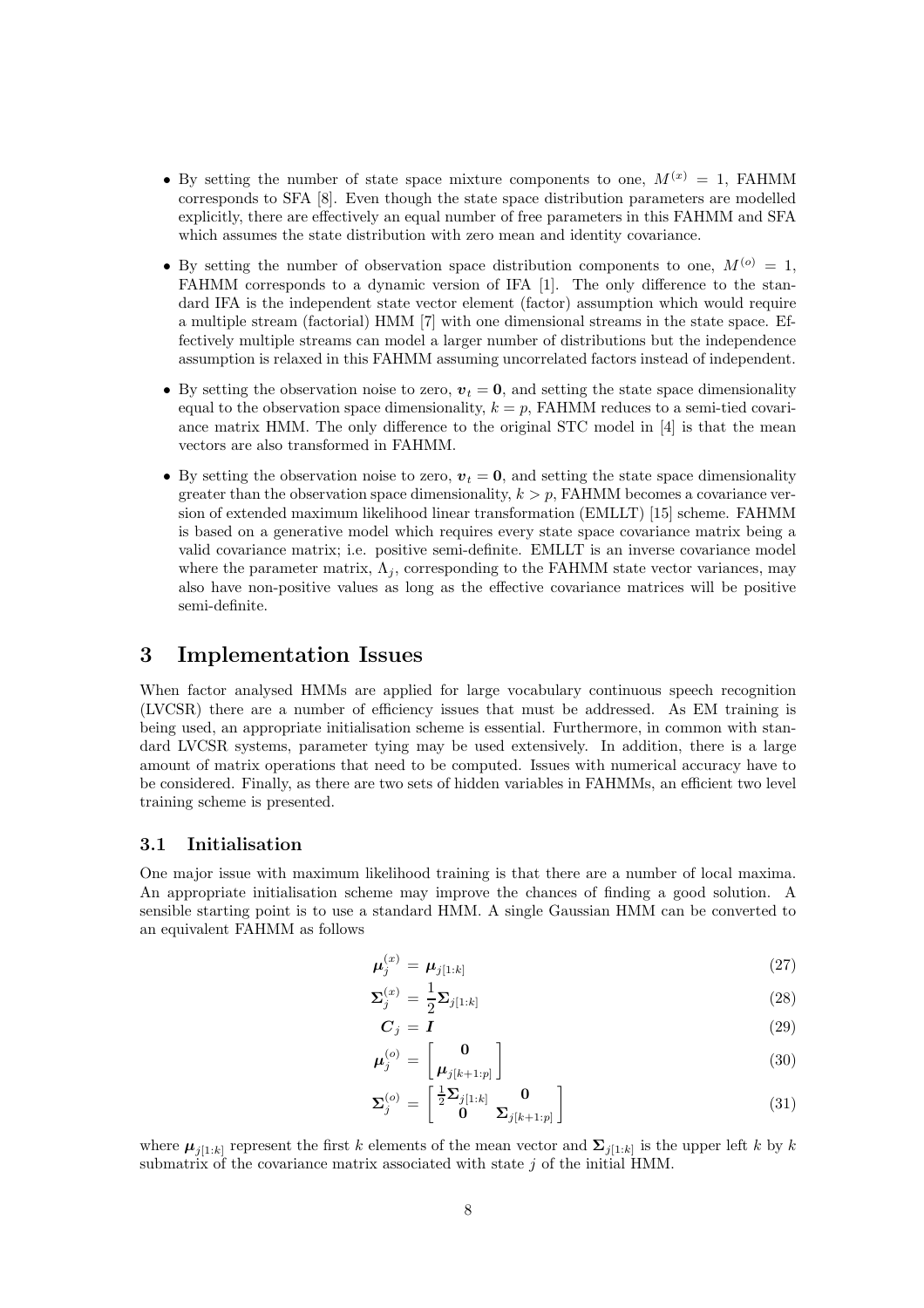- By setting the number of state space mixture components to one, $M^{(x)} = 1$, FAHMM corresponds to SFA [8]. Even though the state space distribution parameters are modelled explicitly, there are effectively an equal number of free parameters in this FAHMM and SFA which assumes the state distribution with zero mean and identity covariance.
- By setting the number of observation space distribution components to one, $M^{(o)} = 1$, FAHMM corresponds to a dynamic version of IFA [1]. The only difference to the standard IFA is the independent state vector element (factor) assumption which would require a multiple stream (factorial) HMM [7] with one dimensional streams in the state space. Effectively multiple streams can model a larger number of distributions but the independence assumption is relaxed in this FAHMM assuming uncorrelated factors instead of independent.
- By setting the observation noise to zero, $\boldsymbol{v}_t = \mathbf{0}$, and setting the state space dimensionality equal to the observation space dimensionality, $k = p$, FAHMM reduces to a semi-tied covariance matrix HMM. The only difference to the original STC model in [4] is that the mean vectors are also transformed in FAHMM.
- By setting the observation noise to zero, $\boldsymbol{v}_t = \mathbf{0}$, and setting the state space dimensionality greater than the observation space dimensionality, $k > p$, FAHMM becomes a covariance version of extended maximum likelihood linear transformation (EMLLT) [15] scheme. FAHMM is based on a generative model which requires every state space covariance matrix being a valid covariance matrix; i.e. positive semi-definite. EMLLT is an inverse covariance model where the parameter matrix, $\Lambda_j$, corresponding to the FAHMM state vector variances, may also have non-positive values as long as the effective covariance matrices will be positive semi-definite.

# 3 Implementation Issues

When factor analysed HMMs are applied for large vocabulary continuous speech recognition (LVCSR) there are a number of efficiency issues that must be addressed. As EM training is being used, an appropriate initialisation scheme is essential. Furthermore, in common with standard LVCSR systems, parameter tying may be used extensively. In addition, there is a large amount of matrix operations that need to be computed. Issues with numerical accuracy have to be considered. Finally, as there are two sets of hidden variables in FAHMMs, an efficient two level training scheme is presented.

## 3.1 Initialisation

One major issue with maximum likelihood training is that there are a number of local maxima. An appropriate initialisation scheme may improve the chances of finding a good solution. A sensible starting point is to use a standard HMM. A single Gaussian HMM can be converted to an equivalent FAHMM as follows

$$\boldsymbol{\mu}_j^{(x)} = \boldsymbol{\mu}_{j[1:k]} \tag{27}$$

$$\boldsymbol{\Sigma}_j^{(x)} = \frac{1}{2}\boldsymbol{\Sigma}_{j[1:k]} \tag{28}$$

$$\boldsymbol{C}_j = \boldsymbol{I} \tag{29}$$

$$\boldsymbol{\mu}_j^{(o)} = \begin{bmatrix} \mathbf{0} \\ \boldsymbol{\mu}_{j[k+1:p]} \end{bmatrix} \tag{30}$$

$$\boldsymbol{\Sigma}_j^{(o)} = \begin{bmatrix} \frac{1}{2}\boldsymbol{\Sigma}_{j[1:k]} & \mathbf{0} \\ \mathbf{0} & \boldsymbol{\Sigma}_{j[k+1:p]} \end{bmatrix} \tag{31}$$

where $\boldsymbol{\mu}_{j[1:k]}$ represent the first $k$ elements of the mean vector and $\boldsymbol{\Sigma}_{j[1:k]}$ is the upper left $k$ by $k$ submatrix of the covariance matrix associated with state $j$ of the initial HMM.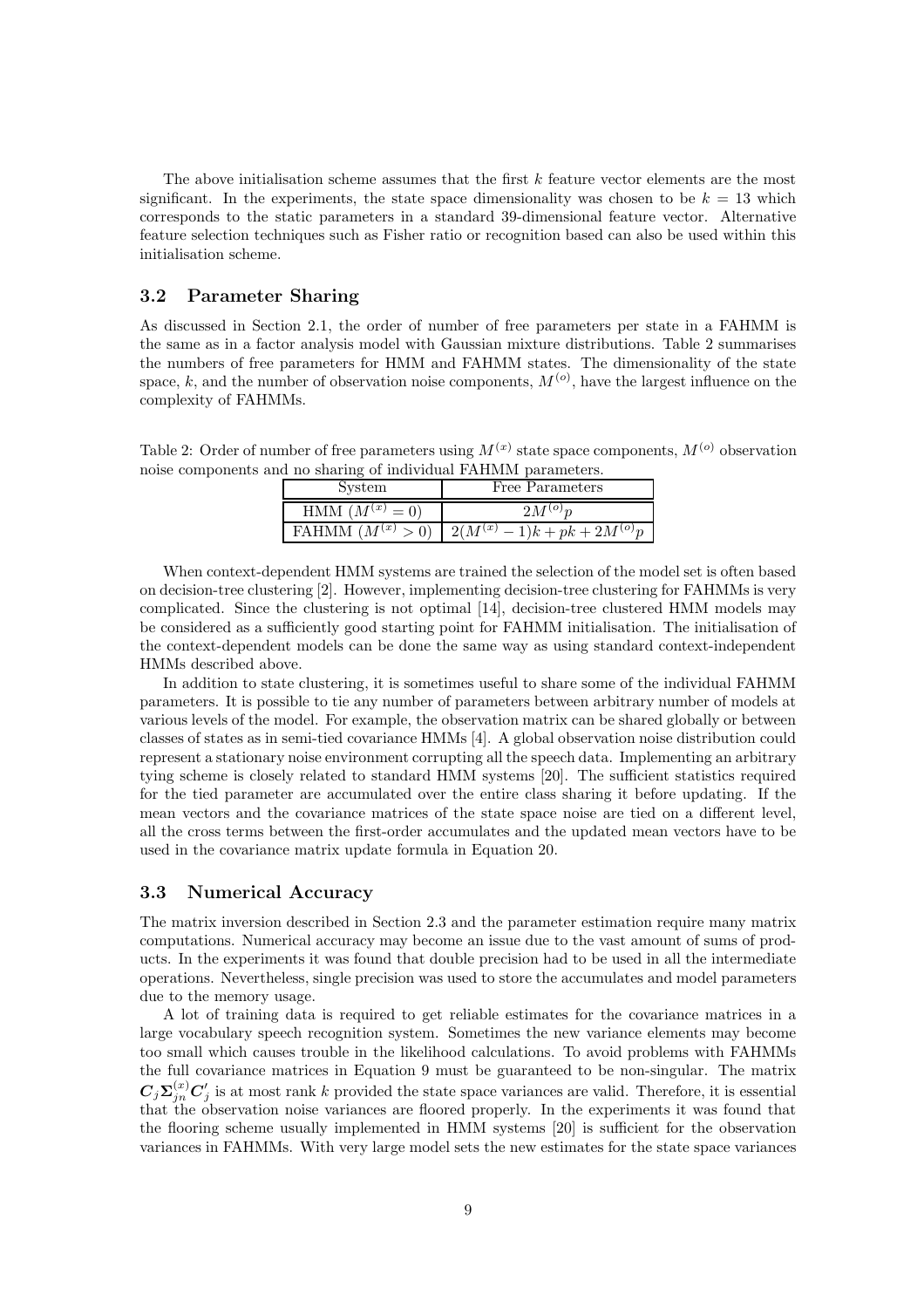The above initialisation scheme assumes that the first $k$ feature vector elements are the most significant. In the experiments, the state space dimensionality was chosen to be $k = 13$ which corresponds to the static parameters in a standard 39-dimensional feature vector. Alternative feature selection techniques such as Fisher ratio or recognition based can also be used within this initialisation scheme.

### 3.2 Parameter Sharing

As discussed in Section 2.1, the order of number of free parameters per state in a FAHMM is the same as in a factor analysis model with Gaussian mixture distributions. Table 2 summarises the numbers of free parameters for HMM and FAHMM states. The dimensionality of the state space, $k$, and the number of observation noise components, $M^{(o)}$, have the largest influence on the complexity of FAHMMs.

Table 2: Order of number of free parameters using $M^{(x)}$ state space components, $M^{(o)}$ observation noise components and no sharing of individual FAHMM parameters.

| System | Free Parameters |
|---|---|
| HMM ($M^{(x)} = 0$) | $2M^{(o)}p$ |
| FAHMM ($M^{(x)} > 0$) | $2(M^{(x)} - 1)k + pk + 2M^{(o)}p$ |

When context-dependent HMM systems are trained the selection of the model set is often based on decision-tree clustering [2]. However, implementing decision-tree clustering for FAHMMs is very complicated. Since the clustering is not optimal [14], decision-tree clustered HMM models may be considered as a sufficiently good starting point for FAHMM initialisation. The initialisation of the context-dependent models can be done the same way as using standard context-independent HMMs described above.

In addition to state clustering, it is sometimes useful to share some of the individual FAHMM parameters. It is possible to tie any number of parameters between arbitrary number of models at various levels of the model. For example, the observation matrix can be shared globally or between classes of states as in semi-tied covariance HMMs [4]. A global observation noise distribution could represent a stationary noise environment corrupting all the speech data. Implementing an arbitrary tying scheme is closely related to standard HMM systems [20]. The sufficient statistics required for the tied parameter are accumulated over the entire class sharing it before updating. If the mean vectors and the covariance matrices of the state space noise are tied on a different level, all the cross terms between the first-order accumulates and the updated mean vectors have to be used in the covariance matrix update formula in Equation 20.

### 3.3 Numerical Accuracy

The matrix inversion described in Section 2.3 and the parameter estimation require many matrix computations. Numerical accuracy may become an issue due to the vast amount of sums of products. In the experiments it was found that double precision had to be used in all the intermediate operations. Nevertheless, single precision was used to store the accumulates and model parameters due to the memory usage.

A lot of training data is required to get reliable estimates for the covariance matrices in a large vocabulary speech recognition system. Sometimes the new variance elements may become too small which causes trouble in the likelihood calculations. To avoid problems with FAHMMs the full covariance matrices in Equation 9 must be guaranteed to be non-singular. The matrix $\boldsymbol{C}_j \boldsymbol{\Sigma}_{jn}^{(x)} \boldsymbol{C}_j'$ is at most rank $k$ provided the state space variances are valid. Therefore, it is essential that the observation noise variances are floored properly. In the experiments it was found that the flooring scheme usually implemented in HMM systems [20] is sufficient for the observation variances in FAHMMs. With very large model sets the new estimates for the state space variances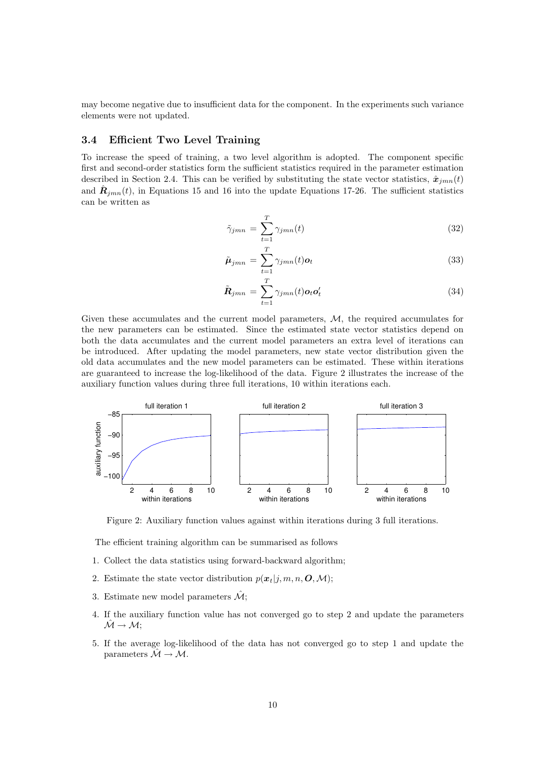may become negative due to insufficient data for the component. In the experiments such variance elements were not updated.

### 3.4 Efficient Two Level Training

To increase the speed of training, a two level algorithm is adopted. The component specific first and second-order statistics form the sufficient statistics required in the parameter estimation described in Section 2.4. This can be verified by substituting the state vector statistics, $\hat{\boldsymbol{x}}_{jmn}(t)$ and $\hat{\boldsymbol{R}}_{jmn}(t)$, in Equations 15 and 16 into the update Equations 17-26. The sufficient statistics can be written as

$$\tilde{\gamma}_{jmn} = \sum_{t=1}^{T} \gamma_{jmn}(t) \tag{32}$$

$$\tilde{\boldsymbol{\mu}}_{jmn} = \sum_{t=1}^{T} \gamma_{jmn}(t) \boldsymbol{o}_t \tag{33}$$

$$\tilde{\boldsymbol{R}}_{jmn} = \sum_{t=1}^{T} \gamma_{jmn}(t) \boldsymbol{o}_t \boldsymbol{o}_t' \tag{34}$$

Given these accumulates and the current model parameters, $\mathcal{M}$, the required accumulates for the new parameters can be estimated. Since the estimated state vector statistics depend on both the data accumulates and the current model parameters an extra level of iterations can be introduced. After updating the model parameters, new state vector distribution given the old data accumulates and the new model parameters can be estimated. These within iterations are guaranteed to increase the log-likelihood of the data. Figure 2 illustrates the increase of the auxiliary function values during three full iterations, 10 within iterations each.

full iteration 1
full iteration 2
full iteration 3
auxiliary function
−85
−90
−95
−100
2 4 6 8 10
within iterations

Figure 2: Auxiliary function values against within iterations during 3 full iterations.

The efficient training algorithm can be summarised as follows

1. Collect the data statistics using forward-backward algorithm;
2. Estimate the state vector distribution $p(\boldsymbol{x}_t | j, m, n, \boldsymbol{O}, \mathcal{M})$;
3. Estimate new model parameters $\hat{\mathcal{M}}$;
4. If the auxiliary function value has not converged go to step 2 and update the parameters $\hat{\mathcal{M}} \rightarrow \mathcal{M}$;
5. If the average log-likelihood of the data has not converged go to step 1 and update the parameters $\hat{\mathcal{M}} \rightarrow \mathcal{M}$.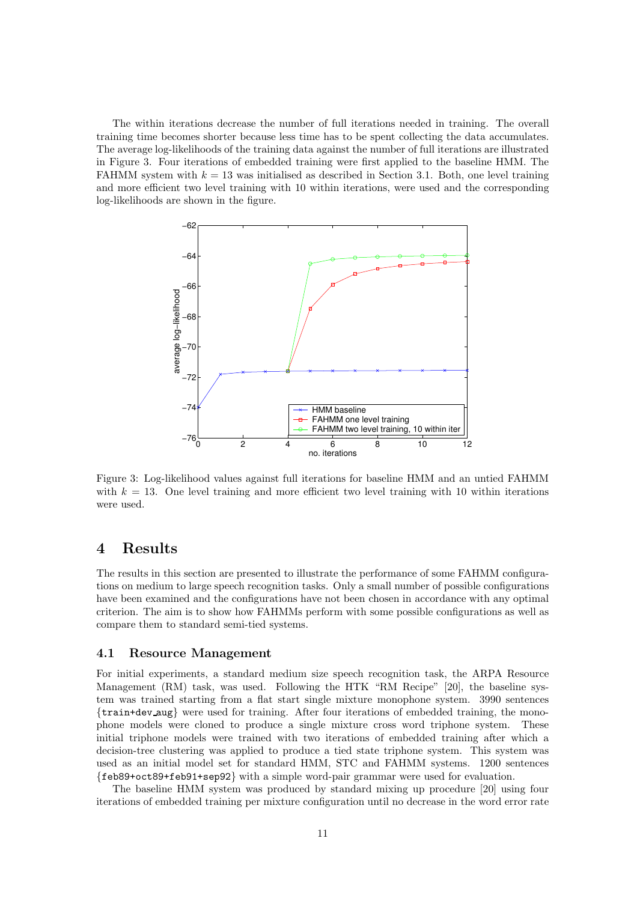The within iterations decrease the number of full iterations needed in training. The overall training time becomes shorter because less time has to be spent collecting the data accumulates. The average log-likelihoods of the training data against the number of full iterations are illustrated in Figure 3. Four iterations of embedded training were first applied to the baseline HMM. The FAHMM system with $k = 13$ was initialised as described in Section 3.1. Both, one level training and more efficient two level training with 10 within iterations, were used and the corresponding log-likelihoods are shown in the figure.

average log−likelihood
−62
−64
−66
−68
−70
−72
−74
−76
0
2
4
6
8
10
12
no. iterations
HMM baseline
FAHMM one level training
FAHMM two level training, 10 within iter

Figure 3: Log-likelihood values against full iterations for baseline HMM and an untied FAHMM with $k = 13$. One level training and more efficient two level training with 10 within iterations were used.

# 4 Results

The results in this section are presented to illustrate the performance of some FAHMM configurations on medium to large speech recognition tasks. Only a small number of possible configurations have been examined and the configurations have not been chosen in accordance with any optimal criterion. The aim is to show how FAHMMs perform with some possible configurations as well as compare them to standard semi-tied systems.

## 4.1 Resource Management

For initial experiments, a standard medium size speech recognition task, the ARPA Resource Management (RM) task, was used. Following the HTK "RM Recipe" [20], the baseline system was trained starting from a flat start single mixture monophone system. 3990 sentences {`train+dev_aug`} were used for training. After four iterations of embedded training, the monophone models were cloned to produce a single mixture cross word triphone system. These initial triphone models were trained with two iterations of embedded training after which a decision-tree clustering was applied to produce a tied state triphone system. This system was used as an initial model set for standard HMM, STC and FAHMM systems. 1200 sentences {`feb89+oct89+feb91+sep92`} with a simple word-pair grammar were used for evaluation.

The baseline HMM system was produced by standard mixing up procedure [20] using four iterations of embedded training per mixture configuration until no decrease in the word error rate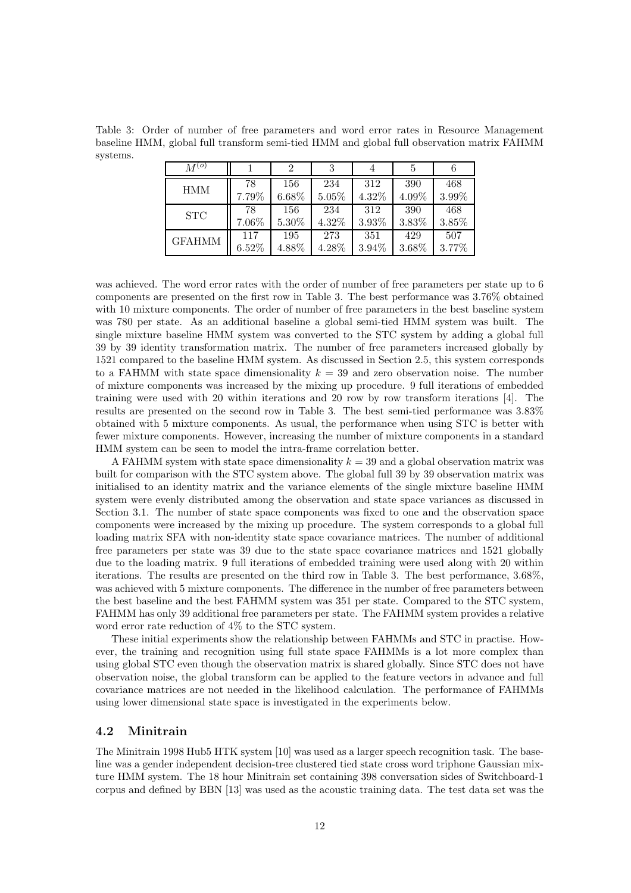Table 3: Order of number of free parameters and word error rates in Resource Management baseline HMM, global full transform semi-tied HMM and global full observation matrix FAHMM systems.

| $M^{(o)}$ | 1 | 2 | 3 | 4 | 5 | 6 |
|---|---|---|---|---|---|---|
| HMM | 78 | 156 | 234 | 312 | 390 | 468 |
| | 7.79% | 6.68% | 5.05% | 4.32% | 4.09% | 3.99% |
| STC | 78 | 156 | 234 | 312 | 390 | 468 |
| | 7.06% | 5.30% | 4.32% | 3.93% | 3.83% | 3.85% |
| GFAHMM | 117 | 195 | 273 | 351 | 429 | 507 |
| | 6.52% | 4.88% | 4.28% | 3.94% | 3.68% | 3.77% |

was achieved. The word error rates with the order of number of free parameters per state up to 6 components are presented on the first row in Table 3. The best performance was 3.76% obtained with 10 mixture components. The order of number of free parameters in the best baseline system was 780 per state. As an additional baseline a global semi-tied HMM system was built. The single mixture baseline HMM system was converted to the STC system by adding a global full 39 by 39 identity transformation matrix. The number of free parameters increased globally by 1521 compared to the baseline HMM system. As discussed in Section 2.5, this system corresponds to a FAHMM with state space dimensionality $k = 39$ and zero observation noise. The number of mixture components was increased by the mixing up procedure. 9 full iterations of embedded training were used with 20 within iterations and 20 row by row transform iterations [4]. The results are presented on the second row in Table 3. The best semi-tied performance was 3.83% obtained with 5 mixture components. As usual, the performance when using STC is better with fewer mixture components. However, increasing the number of mixture components in a standard HMM system can be seen to model the intra-frame correlation better.

A FAHMM system with state space dimensionality $k = 39$ and a global observation matrix was built for comparison with the STC system above. The global full 39 by 39 observation matrix was initialised to an identity matrix and the variance elements of the single mixture baseline HMM system were evenly distributed among the observation and state space variances as discussed in Section 3.1. The number of state space components was fixed to one and the observation space components were increased by the mixing up procedure. The system corresponds to a global full loading matrix SFA with non-identity state space covariance matrices. The number of additional free parameters per state was 39 due to the state space covariance matrices and 1521 globally due to the loading matrix. 9 full iterations of embedded training were used along with 20 within iterations. The results are presented on the third row in Table 3. The best performance, 3.68%, was achieved with 5 mixture components. The difference in the number of free parameters between the best baseline and the best FAHMM system was 351 per state. Compared to the STC system, FAHMM has only 39 additional free parameters per state. The FAHMM system provides a relative word error rate reduction of 4% to the STC system.

These initial experiments show the relationship between FAHMMs and STC in practise. However, the training and recognition using full state space FAHMMs is a lot more complex than using global STC even though the observation matrix is shared globally. Since STC does not have observation noise, the global transform can be applied to the feature vectors in advance and full covariance matrices are not needed in the likelihood calculation. The performance of FAHMMs using lower dimensional state space is investigated in the experiments below.

## 4.2 Minitrain

The Minitrain 1998 Hub5 HTK system [10] was used as a larger speech recognition task. The baseline was a gender independent decision-tree clustered tied state cross word triphone Gaussian mixture HMM system. The 18 hour Minitrain set containing 398 conversation sides of Switchboard-1 corpus and defined by BBN [13] was used as the acoustic training data. The test data set was the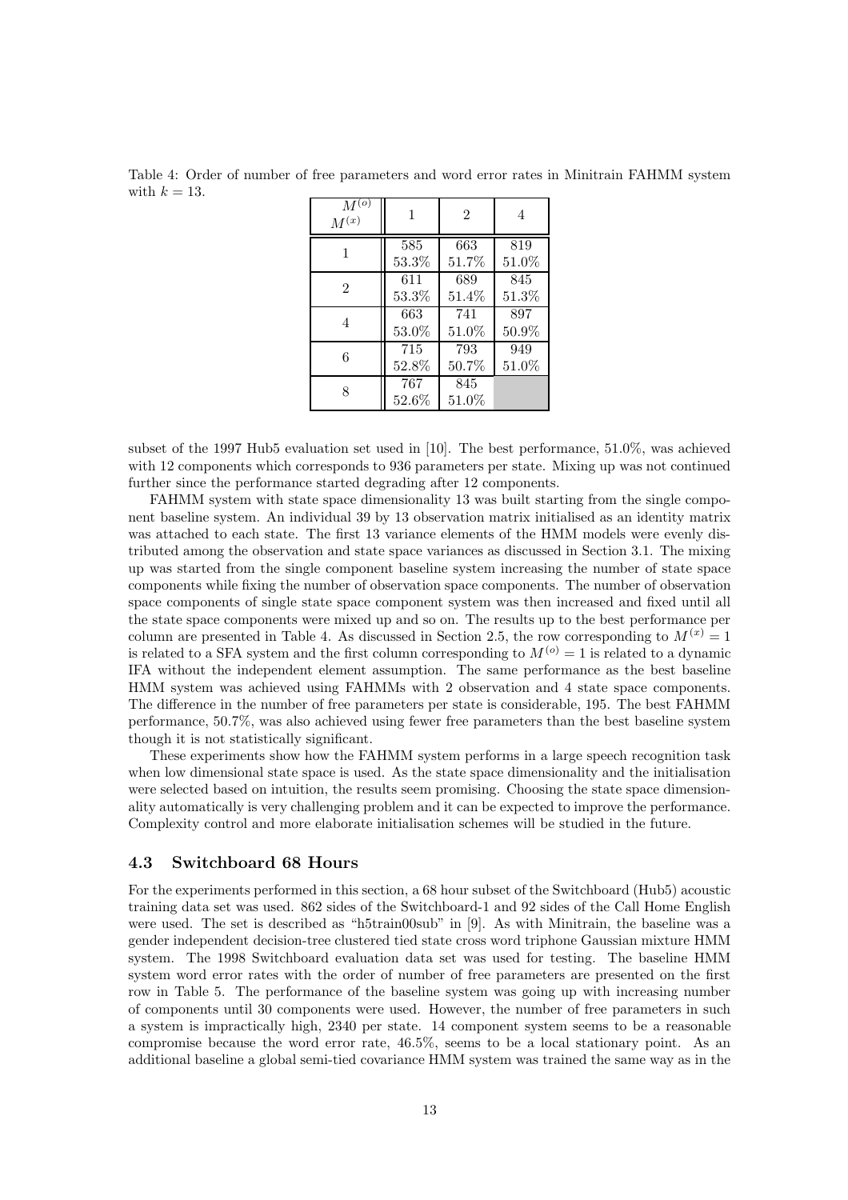Table 4: Order of number of free parameters and word error rates in Minitrain FAHMM system with $k = 13$.

| $M^{(x)}$ \ $M^{(o)}$ | 1 | 2 | 4 |
|---|---|---|---|
| 1 | 585<br>53.3% | 663<br>51.7% | 819<br>51.0% |
| 2 | 611<br>53.3% | 689<br>51.4% | 845<br>51.3% |
| 4 | 663<br>53.0% | 741<br>51.0% | 897<br>50.9% |
| 6 | 715<br>52.8% | 793<br>50.7% | 949<br>51.0% |
| 8 | 767<br>52.6% | 845<br>51.0% | |

subset of the 1997 Hub5 evaluation set used in [10]. The best performance, 51.0%, was achieved with 12 components which corresponds to 936 parameters per state. Mixing up was not continued further since the performance started degrading after 12 components.

FAHMM system with state space dimensionality 13 was built starting from the single component baseline system. An individual 39 by 13 observation matrix initialised as an identity matrix was attached to each state. The first 13 variance elements of the HMM models were evenly distributed among the observation and state space variances as discussed in Section 3.1. The mixing up was started from the single component baseline system increasing the number of state space components while fixing the number of observation space components. The number of observation space components of single state space component system was then increased and fixed until all the state space components were mixed up and so on. The results up to the best performance per column are presented in Table 4. As discussed in Section 2.5, the row corresponding to $M^{(x)} = 1$ is related to a SFA system and the first column corresponding to $M^{(o)} = 1$ is related to a dynamic IFA without the independent element assumption. The same performance as the best baseline HMM system was achieved using FAHMMs with 2 observation and 4 state space components. The difference in the number of free parameters per state is considerable, 195. The best FAHMM performance, 50.7%, was also achieved using fewer free parameters than the best baseline system though it is not statistically significant.

These experiments show how the FAHMM system performs in a large speech recognition task when low dimensional state space is used. As the state space dimensionality and the initialisation were selected based on intuition, the results seem promising. Choosing the state space dimensionality automatically is very challenging problem and it can be expected to improve the performance. Complexity control and more elaborate initialisation schemes will be studied in the future.

### 4.3 Switchboard 68 Hours

For the experiments performed in this section, a 68 hour subset of the Switchboard (Hub5) acoustic training data set was used. 862 sides of the Switchboard-1 and 92 sides of the Call Home English were used. The set is described as "h5train00sub" in [9]. As with Minitrain, the baseline was a gender independent decision-tree clustered tied state cross word triphone Gaussian mixture HMM system. The 1998 Switchboard evaluation data set was used for testing. The baseline HMM system word error rates with the order of number of free parameters are presented on the first row in Table 5. The performance of the baseline system was going up with increasing number of components until 30 components were used. However, the number of free parameters in such a system is impractically high, 2340 per state. 14 component system seems to be a reasonable compromise because the word error rate, 46.5%, seems to be a local stationary point. As an additional baseline a global semi-tied covariance HMM system was trained the same way as in the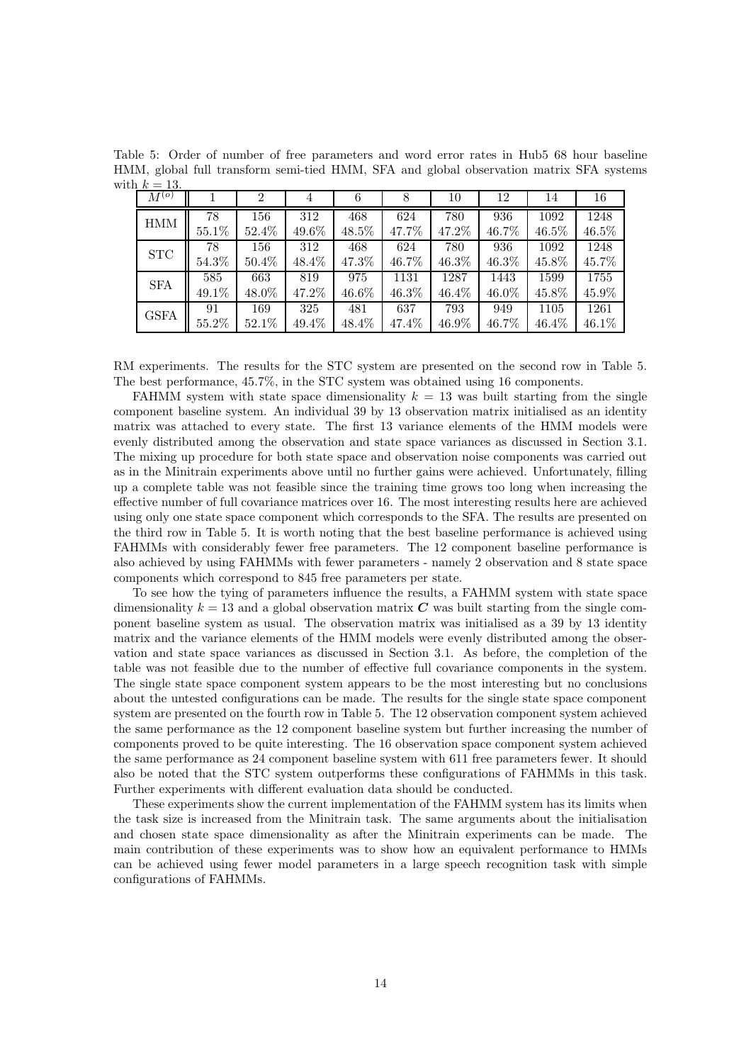Table 5: Order of number of free parameters and word error rates in Hub5 68 hour baseline HMM, global full transform semi-tied HMM, SFA and global observation matrix SFA systems with $k = 13$.

| $M^{(o)}$ | 1 | 2 | 4 | 6 | 8 | 10 | 12 | 14 | 16 |
|---|---|---|---|---|---|---|---|---|---|
| HMM | 78<br>55.1% | 156<br>52.4% | 312<br>49.6% | 468<br>48.5% | 624<br>47.7% | 780<br>47.2% | 936<br>46.7% | 1092<br>46.5% | 1248<br>46.5% |
| STC | 78<br>54.3% | 156<br>50.4% | 312<br>48.4% | 468<br>47.3% | 624<br>46.7% | 780<br>46.3% | 936<br>46.3% | 1092<br>45.8% | 1248<br>45.7% |
| SFA | 585<br>49.1% | 663<br>48.0% | 819<br>47.2% | 975<br>46.6% | 1131<br>46.3% | 1287<br>46.4% | 1443<br>46.0% | 1599<br>45.8% | 1755<br>45.9% |
| GSFA | 91<br>55.2% | 169<br>52.1% | 325<br>49.4% | 481<br>48.4% | 637<br>47.4% | 793<br>46.9% | 949<br>46.7% | 1105<br>46.4% | 1261<br>46.1% |

RM experiments. The results for the STC system are presented on the second row in Table 5. The best performance, 45.7%, in the STC system was obtained using 16 components.

FAHMM system with state space dimensionality $k = 13$ was built starting from the single component baseline system. An individual 39 by 13 observation matrix initialised as an identity matrix was attached to every state. The first 13 variance elements of the HMM models were evenly distributed among the observation and state space variances as discussed in Section 3.1. The mixing up procedure for both state space and observation noise components was carried out as in the Minitrain experiments above until no further gains were achieved. Unfortunately, filling up a complete table was not feasible since the training time grows too long when increasing the effective number of full covariance matrices over 16. The most interesting results here are achieved using only one state space component which corresponds to the SFA. The results are presented on the third row in Table 5. It is worth noting that the best baseline performance is achieved using FAHMMs with considerably fewer free parameters. The 12 component baseline performance is also achieved by using FAHMMs with fewer parameters - namely 2 observation and 8 state space components which correspond to 845 free parameters per state.

To see how the tying of parameters influence the results, a FAHMM system with state space dimensionality $k = 13$ and a global observation matrix $\boldsymbol{C}$ was built starting from the single component baseline system as usual. The observation matrix was initialised as a 39 by 13 identity matrix and the variance elements of the HMM models were evenly distributed among the observation and state space variances as discussed in Section 3.1. As before, the completion of the table was not feasible due to the number of effective full covariance components in the system. The single state space component system appears to be the most interesting but no conclusions about the untested configurations can be made. The results for the single state space component system are presented on the fourth row in Table 5. The 12 observation component system achieved the same performance as the 12 component baseline system but further increasing the number of components proved to be quite interesting. The 16 observation space component system achieved the same performance as 24 component baseline system with 611 free parameters fewer. It should also be noted that the STC system outperforms these configurations of FAHMMs in this task. Further experiments with different evaluation data should be conducted.

These experiments show the current implementation of the FAHMM system has its limits when the task size is increased from the Minitrain task. The same arguments about the initialisation and chosen state space dimensionality as after the Minitrain experiments can be made. The main contribution of these experiments was to show how an equivalent performance to HMMs can be achieved using fewer model parameters in a large speech recognition task with simple configurations of FAHMMs.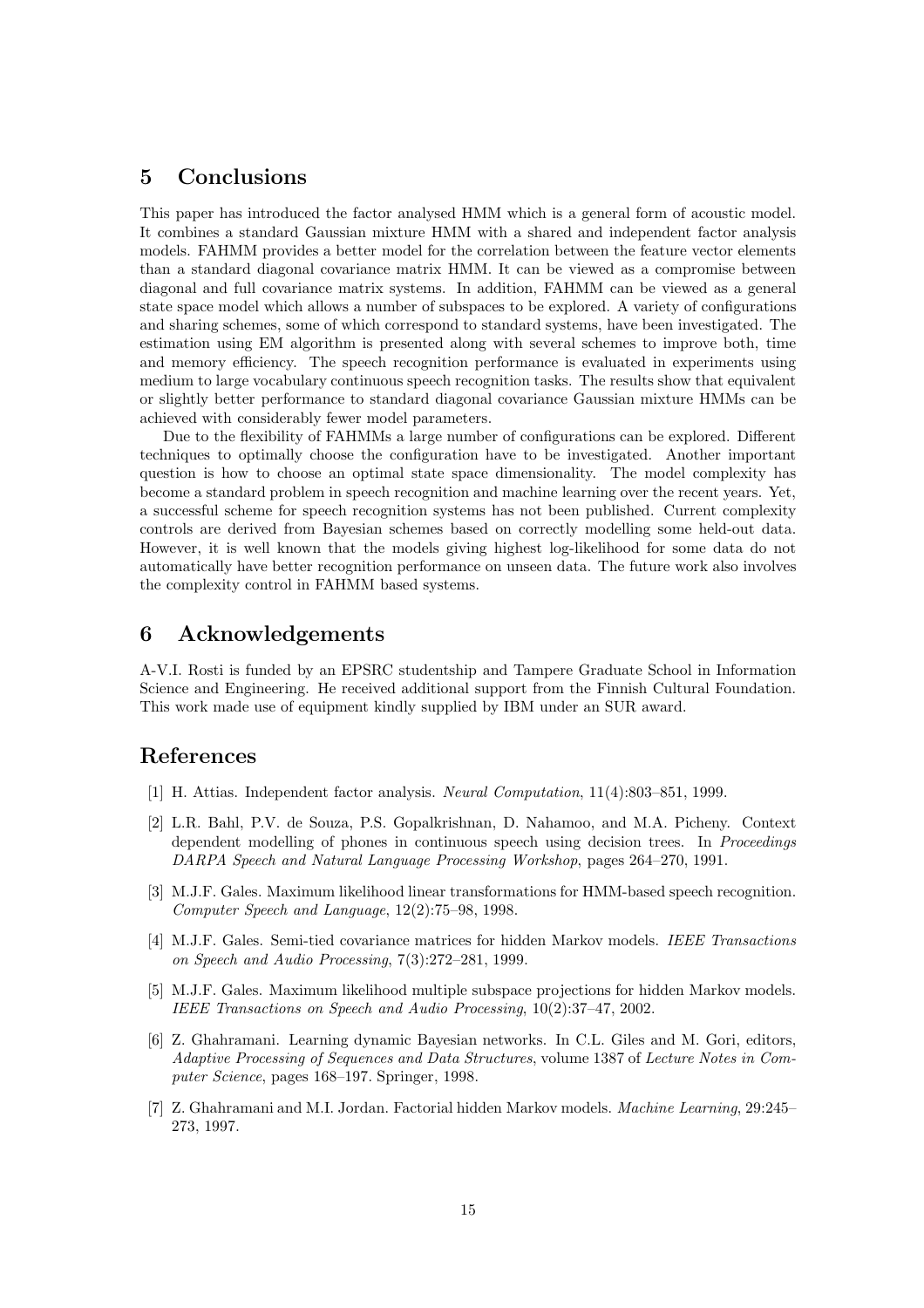## 5 Conclusions

This paper has introduced the factor analysed HMM which is a general form of acoustic model. It combines a standard Gaussian mixture HMM with a shared and independent factor analysis models. FAHMM provides a better model for the correlation between the feature vector elements than a standard diagonal covariance matrix HMM. It can be viewed as a compromise between diagonal and full covariance matrix systems. In addition, FAHMM can be viewed as a general state space model which allows a number of subspaces to be explored. A variety of configurations and sharing schemes, some of which correspond to standard systems, have been investigated. The estimation using EM algorithm is presented along with several schemes to improve both, time and memory efficiency. The speech recognition performance is evaluated in experiments using medium to large vocabulary continuous speech recognition tasks. The results show that equivalent or slightly better performance to standard diagonal covariance Gaussian mixture HMMs can be achieved with considerably fewer model parameters.

Due to the flexibility of FAHMMs a large number of configurations can be explored. Different techniques to optimally choose the configuration have to be investigated. Another important question is how to choose an optimal state space dimensionality. The model complexity has become a standard problem in speech recognition and machine learning over the recent years. Yet, a successful scheme for speech recognition systems has not been published. Current complexity controls are derived from Bayesian schemes based on correctly modelling some held-out data. However, it is well known that the models giving highest log-likelihood for some data do not automatically have better recognition performance on unseen data. The future work also involves the complexity control in FAHMM based systems.

## 6 Acknowledgements

A-V.I. Rosti is funded by an EPSRC studentship and Tampere Graduate School in Information Science and Engineering. He received additional support from the Finnish Cultural Foundation. This work made use of equipment kindly supplied by IBM under an SUR award.

## References

[1] H. Attias. Independent factor analysis. *Neural Computation*, 11(4):803–851, 1999.

[2] L.R. Bahl, P.V. de Souza, P.S. Gopalkrishnan, D. Nahamoo, and M.A. Picheny. Context dependent modelling of phones in continuous speech using decision trees. In *Proceedings DARPA Speech and Natural Language Processing Workshop*, pages 264–270, 1991.

[3] M.J.F. Gales. Maximum likelihood linear transformations for HMM-based speech recognition. *Computer Speech and Language*, 12(2):75–98, 1998.

[4] M.J.F. Gales. Semi-tied covariance matrices for hidden Markov models. *IEEE Transactions on Speech and Audio Processing*, 7(3):272–281, 1999.

[5] M.J.F. Gales. Maximum likelihood multiple subspace projections for hidden Markov models. *IEEE Transactions on Speech and Audio Processing*, 10(2):37–47, 2002.

[6] Z. Ghahramani. Learning dynamic Bayesian networks. In C.L. Giles and M. Gori, editors, *Adaptive Processing of Sequences and Data Structures*, volume 1387 of *Lecture Notes in Computer Science*, pages 168–197. Springer, 1998.

[7] Z. Ghahramani and M.I. Jordan. Factorial hidden Markov models. *Machine Learning*, 29:245–273, 1997.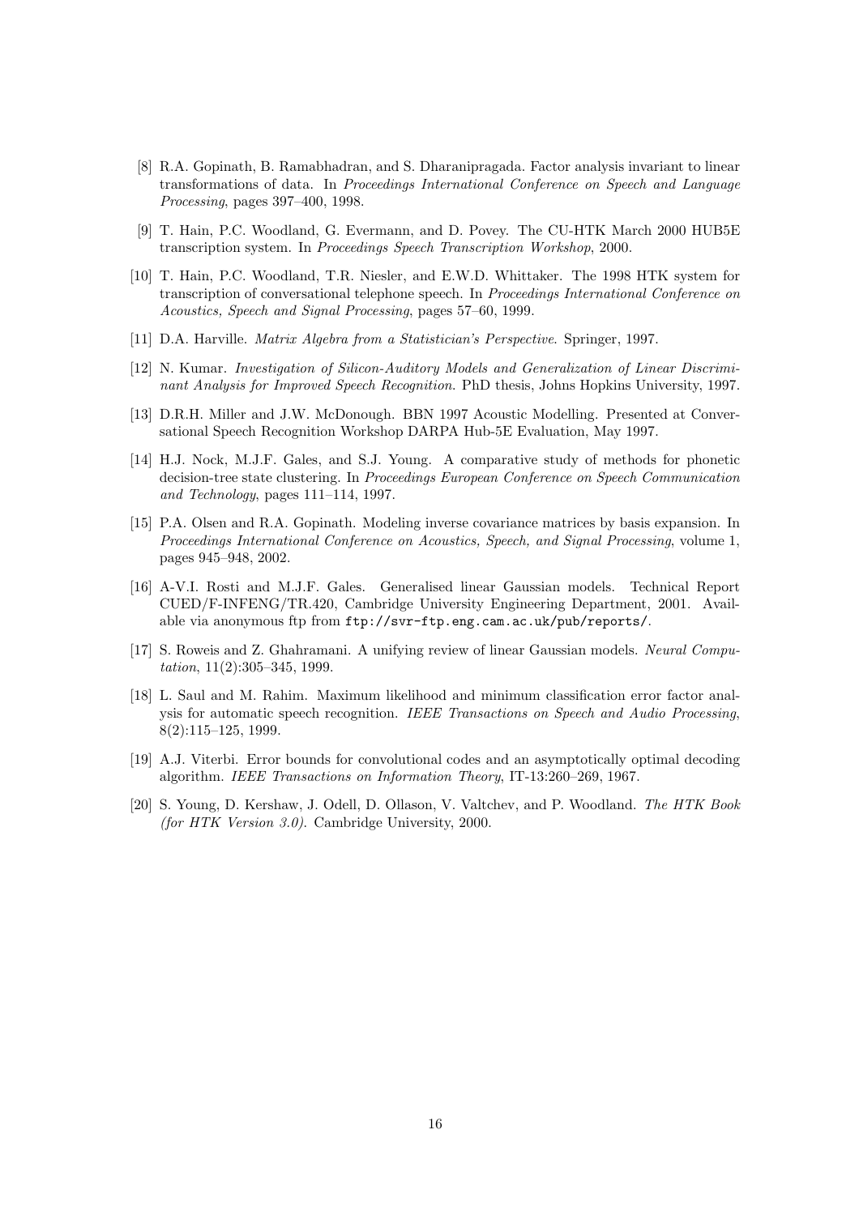[8] R.A. Gopinath, B. Ramabhadran, and S. Dharanipragada. Factor analysis invariant to linear transformations of data. In *Proceedings International Conference on Speech and Language Processing*, pages 397–400, 1998.

[9] T. Hain, P.C. Woodland, G. Evermann, and D. Povey. The CU-HTK March 2000 HUB5E transcription system. In *Proceedings Speech Transcription Workshop*, 2000.

[10] T. Hain, P.C. Woodland, T.R. Niesler, and E.W.D. Whittaker. The 1998 HTK system for transcription of conversational telephone speech. In *Proceedings International Conference on Acoustics, Speech and Signal Processing*, pages 57–60, 1999.

[11] D.A. Harville. *Matrix Algebra from a Statistician's Perspective*. Springer, 1997.

[12] N. Kumar. *Investigation of Silicon-Auditory Models and Generalization of Linear Discriminant Analysis for Improved Speech Recognition*. PhD thesis, Johns Hopkins University, 1997.

[13] D.R.H. Miller and J.W. McDonough. BBN 1997 Acoustic Modelling. Presented at Conversational Speech Recognition Workshop DARPA Hub-5E Evaluation, May 1997.

[14] H.J. Nock, M.J.F. Gales, and S.J. Young. A comparative study of methods for phonetic decision-tree state clustering. In *Proceedings European Conference on Speech Communication and Technology*, pages 111–114, 1997.

[15] P.A. Olsen and R.A. Gopinath. Modeling inverse covariance matrices by basis expansion. In *Proceedings International Conference on Acoustics, Speech, and Signal Processing*, volume 1, pages 945–948, 2002.

[16] A-V.I. Rosti and M.J.F. Gales. Generalised linear Gaussian models. Technical Report CUED/F-INFENG/TR.420, Cambridge University Engineering Department, 2001. Available via anonymous ftp from `ftp://svr-ftp.eng.cam.ac.uk/pub/reports/`.

[17] S. Roweis and Z. Ghahramani. A unifying review of linear Gaussian models. *Neural Computation*, 11(2):305–345, 1999.

[18] L. Saul and M. Rahim. Maximum likelihood and minimum classification error factor analysis for automatic speech recognition. *IEEE Transactions on Speech and Audio Processing*, 8(2):115–125, 1999.

[19] A.J. Viterbi. Error bounds for convolutional codes and an asymptotically optimal decoding algorithm. *IEEE Transactions on Information Theory*, IT-13:260–269, 1967.

[20] S. Young, D. Kershaw, J. Odell, D. Ollason, V. Valtchev, and P. Woodland. *The HTK Book (for HTK Version 3.0)*. Cambridge University, 2000.